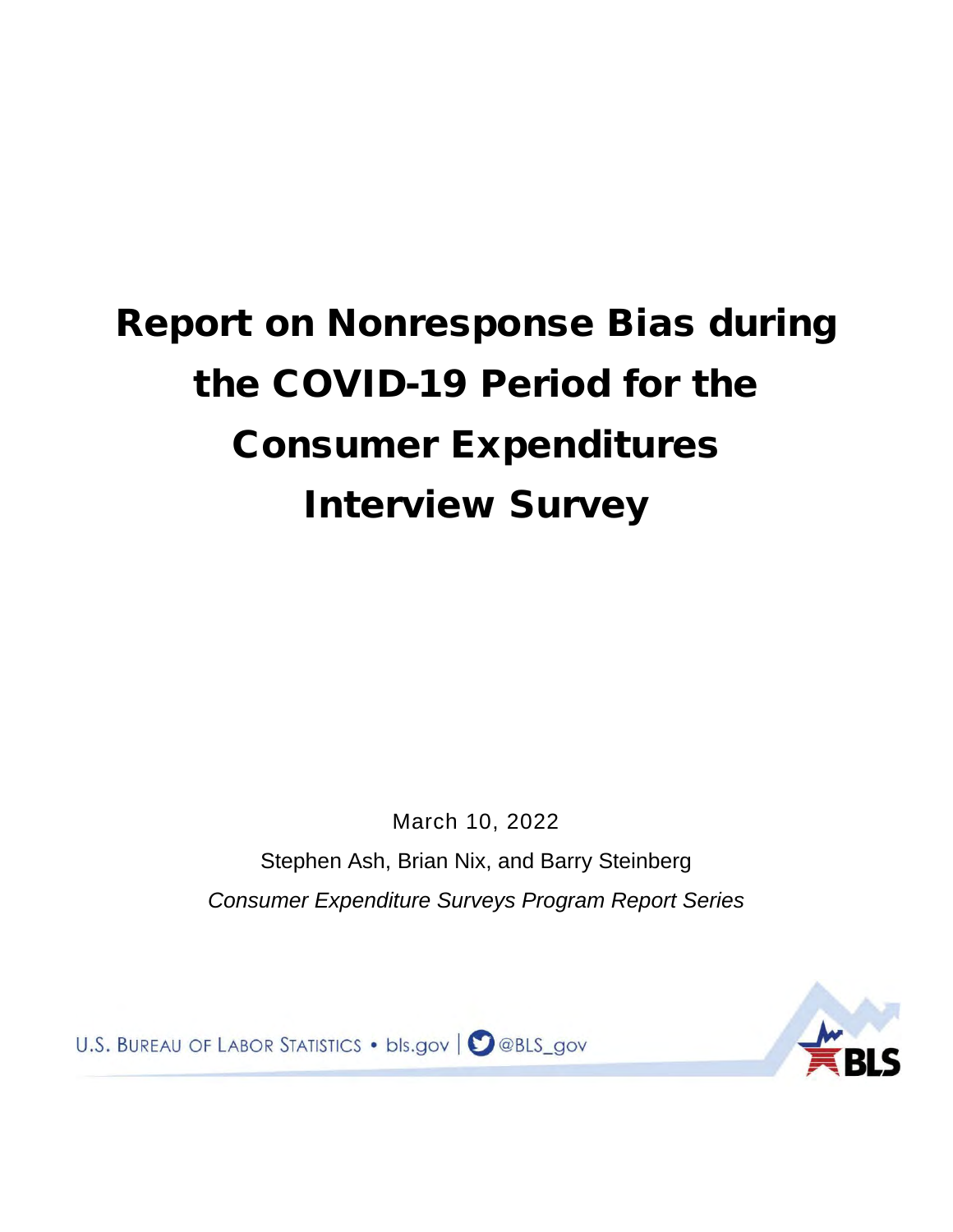# Report on Nonresponse Bias during the COVID-19 Period for the Consumer Expenditures Interview Survey

March 10, 2022

Stephen Ash, Brian Nix, and Barry Steinberg

*Consumer Expenditure Surveys Program Report Series*

U.S. BUREAU OF LABOR STATISTICS • bls.gov | @BLS_gov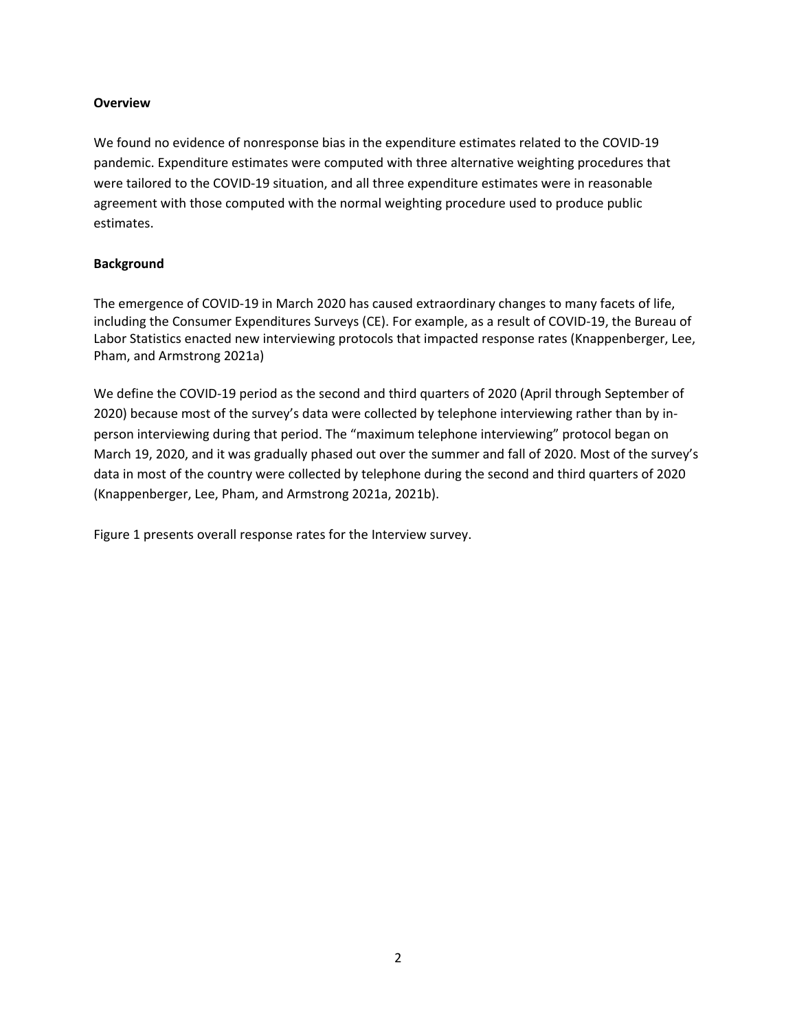**Overview**

We found no evidence of nonresponse bias in the expenditure estimates related to the COVID-19 pandemic. Expenditure estimates were computed with three alternative weighting procedures that were tailored to the COVID-19 situation, and all three expenditure estimates were in reasonable agreement with those computed with the normal weighting procedure used to produce public estimates.

**Background**

The emergence of COVID-19 in March 2020 has caused extraordinary changes to many facets of life, including the Consumer Expenditures Surveys (CE). For example, as a result of COVID-19, the Bureau of Labor Statistics enacted new interviewing protocols that impacted response rates (Knappenberger, Lee, Pham, and Armstrong 2021a)

We define the COVID-19 period as the second and third quarters of 2020 (April through September of 2020) because most of the survey's data were collected by telephone interviewing rather than by in-person interviewing during that period. The "maximum telephone interviewing" protocol began on March 19, 2020, and it was gradually phased out over the summer and fall of 2020. Most of the survey's data in most of the country were collected by telephone during the second and third quarters of 2020 (Knappenberger, Lee, Pham, and Armstrong 2021a, 2021b).

Figure 1 presents overall response rates for the Interview survey.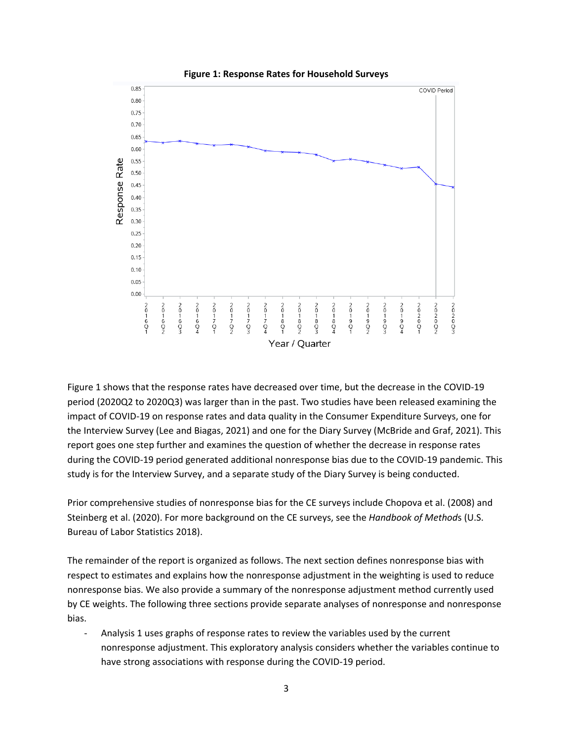**Figure 1: Response Rates for Household Surveys**

Figure 1 shows that the response rates have decreased over time, but the decrease in the COVID-19 period (2020Q2 to 2020Q3) was larger than in the past. Two studies have been released examining the impact of COVID-19 on response rates and data quality in the Consumer Expenditure Surveys, one for the Interview Survey (Lee and Biagas, 2021) and one for the Diary Survey (McBride and Graf, 2021). This report goes one step further and examines the question of whether the decrease in response rates during the COVID-19 period generated additional nonresponse bias due to the COVID-19 pandemic. This study is for the Interview Survey, and a separate study of the Diary Survey is being conducted.

Prior comprehensive studies of nonresponse bias for the CE surveys include Chopova et al. (2008) and Steinberg et al. (2020). For more background on the CE surveys, see the *Handbook of Methods* (U.S. Bureau of Labor Statistics 2018).

The remainder of the report is organized as follows. The next section defines nonresponse bias with respect to estimates and explains how the nonresponse adjustment in the weighting is used to reduce nonresponse bias. We also provide a summary of the nonresponse adjustment method currently used by CE weights. The following three sections provide separate analyses of nonresponse and nonresponse bias.

- Analysis 1 uses graphs of response rates to review the variables used by the current nonresponse adjustment. This exploratory analysis considers whether the variables continue to have strong associations with response during the COVID-19 period.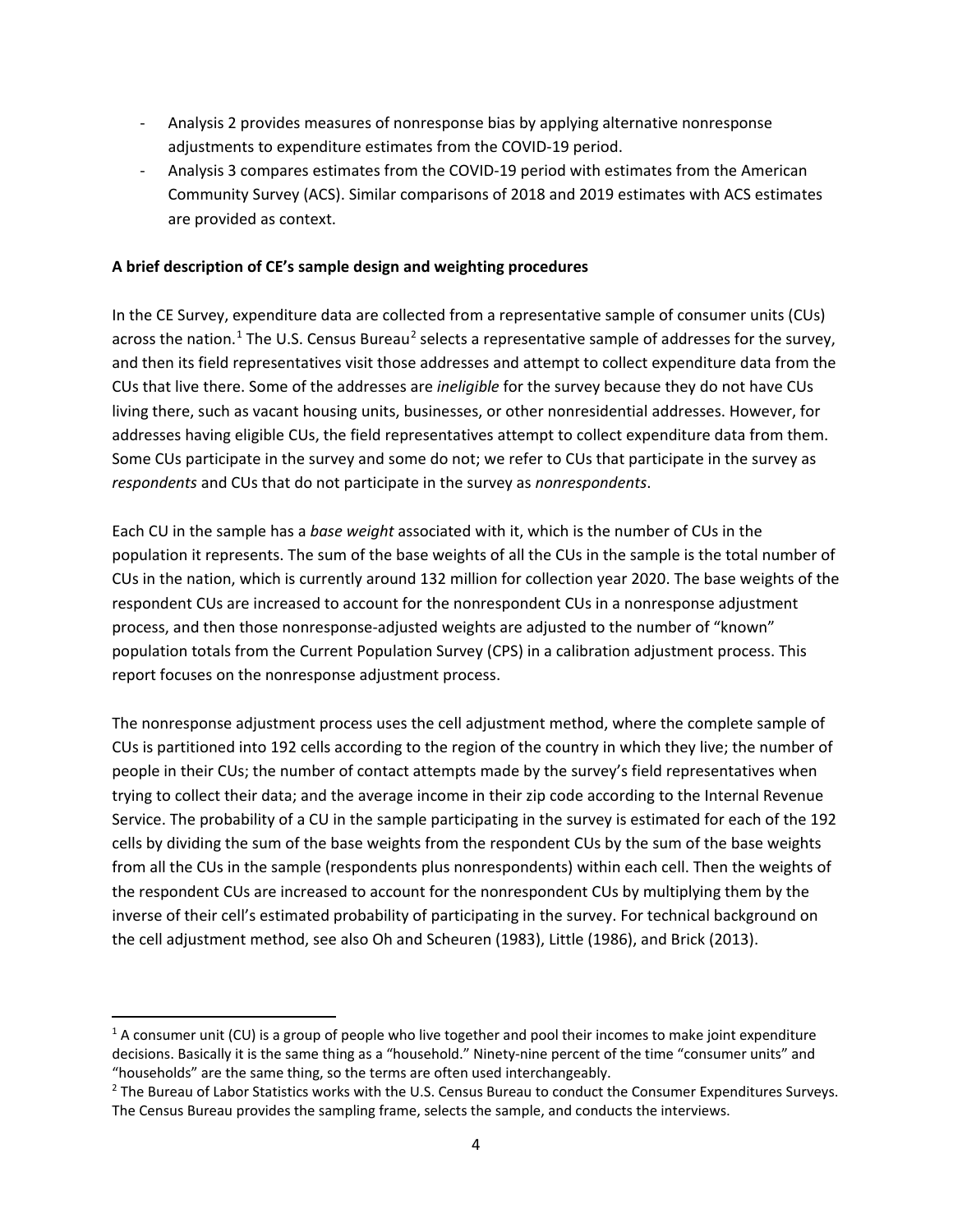- Analysis 2 provides measures of nonresponse bias by applying alternative nonresponse adjustments to expenditure estimates from the COVID-19 period.
- Analysis 3 compares estimates from the COVID-19 period with estimates from the American Community Survey (ACS). Similar comparisons of 2018 and 2019 estimates with ACS estimates are provided as context.

**A brief description of CE's sample design and weighting procedures**

In the CE Survey, expenditure data are collected from a representative sample of consumer units (CUs) across the nation.[1] The U.S. Census Bureau[2] selects a representative sample of addresses for the survey, and then its field representatives visit those addresses and attempt to collect expenditure data from the CUs that live there. Some of the addresses are *ineligible* for the survey because they do not have CUs living there, such as vacant housing units, businesses, or other nonresidential addresses. However, for addresses having eligible CUs, the field representatives attempt to collect expenditure data from them. Some CUs participate in the survey and some do not; we refer to CUs that participate in the survey as *respondents* and CUs that do not participate in the survey as *nonrespondents*.

Each CU in the sample has a *base weight* associated with it, which is the number of CUs in the population it represents. The sum of the base weights of all the CUs in the sample is the total number of CUs in the nation, which is currently around 132 million for collection year 2020. The base weights of the respondent CUs are increased to account for the nonrespondent CUs in a nonresponse adjustment process, and then those nonresponse-adjusted weights are adjusted to the number of "known" population totals from the Current Population Survey (CPS) in a calibration adjustment process. This report focuses on the nonresponse adjustment process.

The nonresponse adjustment process uses the cell adjustment method, where the complete sample of CUs is partitioned into 192 cells according to the region of the country in which they live; the number of people in their CUs; the number of contact attempts made by the survey's field representatives when trying to collect their data; and the average income in their zip code according to the Internal Revenue Service. The probability of a CU in the sample participating in the survey is estimated for each of the 192 cells by dividing the sum of the base weights from the respondent CUs by the sum of the base weights from all the CUs in the sample (respondents plus nonrespondents) within each cell. Then the weights of the respondent CUs are increased to account for the nonrespondent CUs by multiplying them by the inverse of their cell's estimated probability of participating in the survey. For technical background on the cell adjustment method, see also Oh and Scheuren (1983), Little (1986), and Brick (2013).

---

[1] A consumer unit (CU) is a group of people who live together and pool their incomes to make joint expenditure decisions. Basically it is the same thing as a "household." Ninety-nine percent of the time "consumer units" and "households" are the same thing, so the terms are often used interchangeably.

[2] The Bureau of Labor Statistics works with the U.S. Census Bureau to conduct the Consumer Expenditures Surveys. The Census Bureau provides the sampling frame, selects the sample, and conducts the interviews.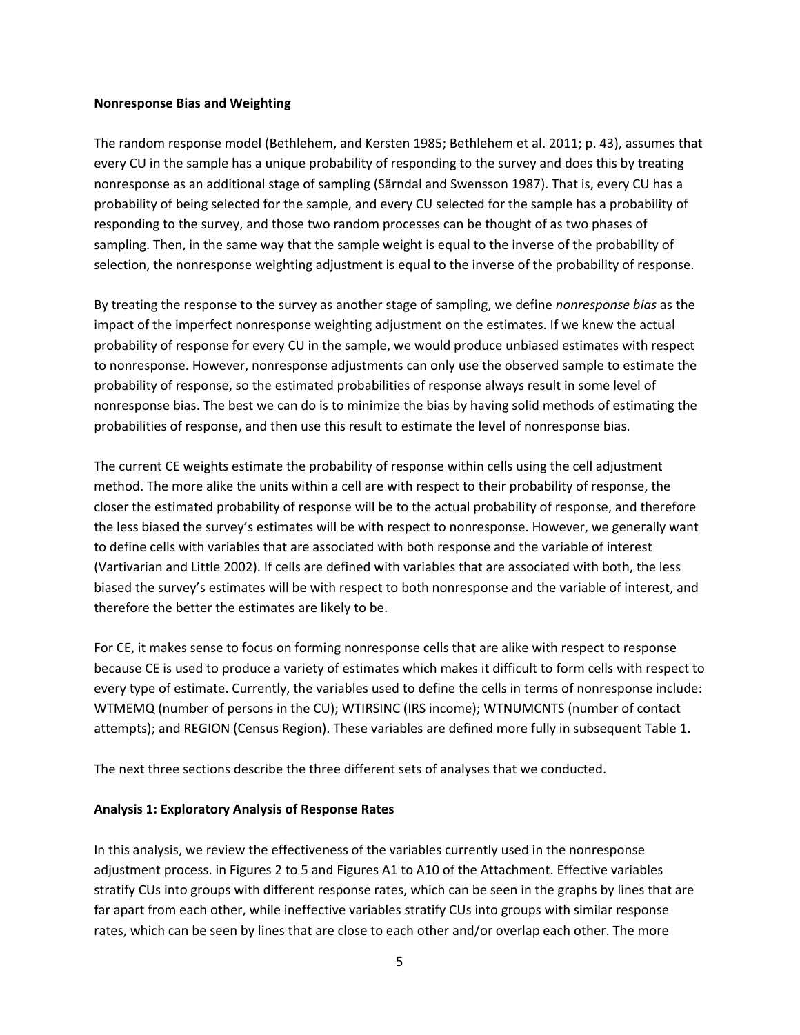**Nonresponse Bias and Weighting**

The random response model (Bethlehem, and Kersten 1985; Bethlehem et al. 2011; p. 43), assumes that every CU in the sample has a unique probability of responding to the survey and does this by treating nonresponse as an additional stage of sampling (Särndal and Swensson 1987). That is, every CU has a probability of being selected for the sample, and every CU selected for the sample has a probability of responding to the survey, and those two random processes can be thought of as two phases of sampling. Then, in the same way that the sample weight is equal to the inverse of the probability of selection, the nonresponse weighting adjustment is equal to the inverse of the probability of response.

By treating the response to the survey as another stage of sampling, we define *nonresponse bias* as the impact of the imperfect nonresponse weighting adjustment on the estimates. If we knew the actual probability of response for every CU in the sample, we would produce unbiased estimates with respect to nonresponse. However, nonresponse adjustments can only use the observed sample to estimate the probability of response, so the estimated probabilities of response always result in some level of nonresponse bias. The best we can do is to minimize the bias by having solid methods of estimating the probabilities of response, and then use this result to estimate the level of nonresponse bias.

The current CE weights estimate the probability of response within cells using the cell adjustment method. The more alike the units within a cell are with respect to their probability of response, the closer the estimated probability of response will be to the actual probability of response, and therefore the less biased the survey's estimates will be with respect to nonresponse. However, we generally want to define cells with variables that are associated with both response and the variable of interest (Vartivarian and Little 2002). If cells are defined with variables that are associated with both, the less biased the survey's estimates will be with respect to both nonresponse and the variable of interest, and therefore the better the estimates are likely to be.

For CE, it makes sense to focus on forming nonresponse cells that are alike with respect to response because CE is used to produce a variety of estimates which makes it difficult to form cells with respect to every type of estimate. Currently, the variables used to define the cells in terms of nonresponse include: WTMEMQ (number of persons in the CU); WTIRSINC (IRS income); WTNUMCNTS (number of contact attempts); and REGION (Census Region). These variables are defined more fully in subsequent Table 1.

The next three sections describe the three different sets of analyses that we conducted.

**Analysis 1: Exploratory Analysis of Response Rates**

In this analysis, we review the effectiveness of the variables currently used in the nonresponse adjustment process. in Figures 2 to 5 and Figures A1 to A10 of the Attachment. Effective variables stratify CUs into groups with different response rates, which can be seen in the graphs by lines that are far apart from each other, while ineffective variables stratify CUs into groups with similar response rates, which can be seen by lines that are close to each other and/or overlap each other. The more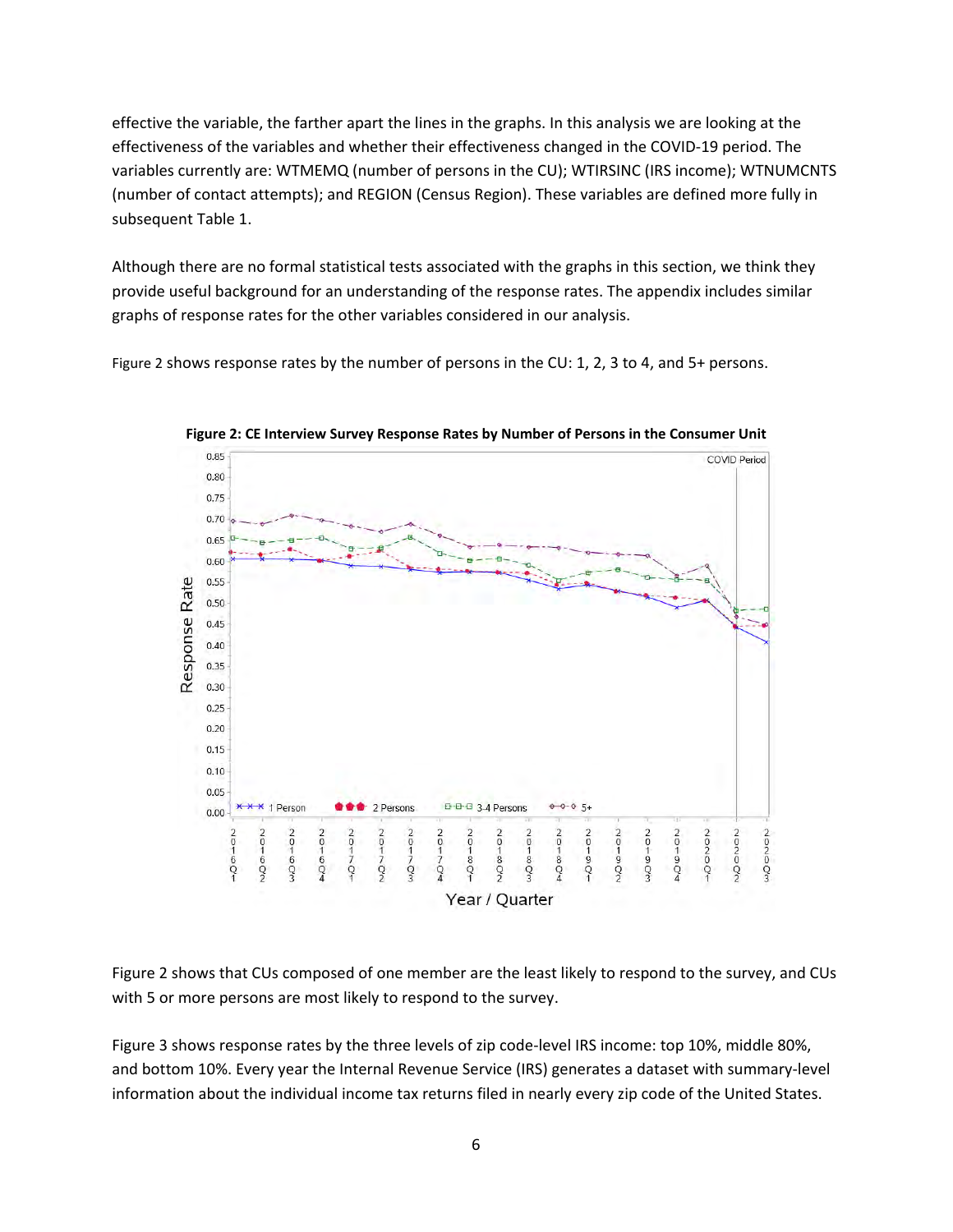effective the variable, the farther apart the lines in the graphs. In this analysis we are looking at the effectiveness of the variables and whether their effectiveness changed in the COVID-19 period. The variables currently are: WTMEMQ (number of persons in the CU); WTIRSINC (IRS income); WTNUMCNTS (number of contact attempts); and REGION (Census Region). These variables are defined more fully in subsequent Table 1.

Although there are no formal statistical tests associated with the graphs in this section, we think they provide useful background for an understanding of the response rates. The appendix includes similar graphs of response rates for the other variables considered in our analysis.

Figure 2 shows response rates by the number of persons in the CU: 1, 2, 3 to 4, and 5+ persons.

**Figure 2: CE Interview Survey Response Rates by Number of Persons in the Consumer Unit**

Figure 2 shows that CUs composed of one member are the least likely to respond to the survey, and CUs with 5 or more persons are most likely to respond to the survey.

Figure 3 shows response rates by the three levels of zip code-level IRS income: top 10%, middle 80%, and bottom 10%. Every year the Internal Revenue Service (IRS) generates a dataset with summary-level information about the individual income tax returns filed in nearly every zip code of the United States.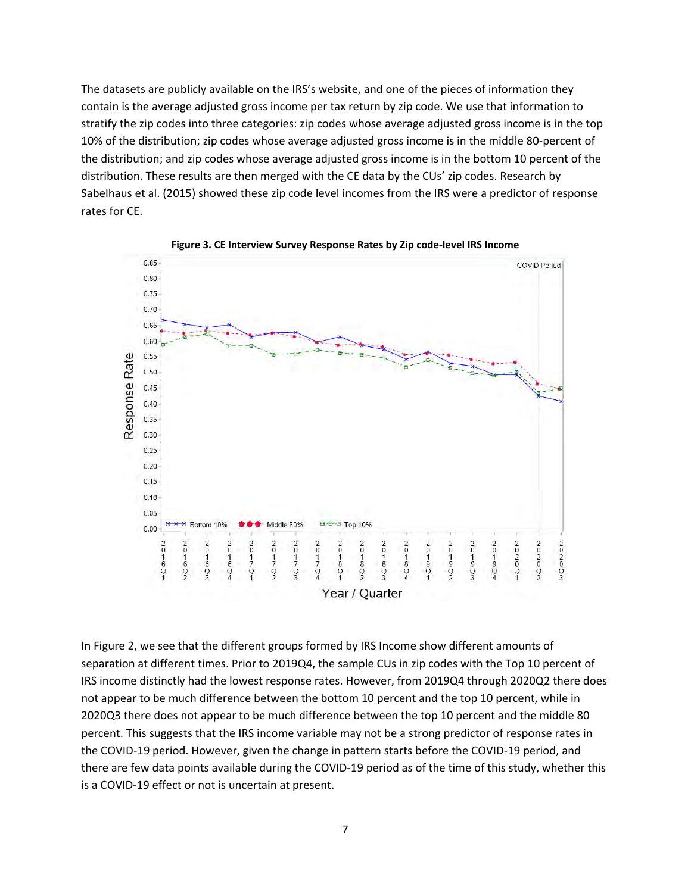The datasets are publicly available on the IRS's website, and one of the pieces of information they contain is the average adjusted gross income per tax return by zip code. We use that information to stratify the zip codes into three categories: zip codes whose average adjusted gross income is in the top 10% of the distribution; zip codes whose average adjusted gross income is in the middle 80-percent of the distribution; and zip codes whose average adjusted gross income is in the bottom 10 percent of the distribution. These results are then merged with the CE data by the CUs' zip codes. Research by Sabelhaus et al. (2015) showed these zip code level incomes from the IRS were a predictor of response rates for CE.

**Figure 3. CE Interview Survey Response Rates by Zip code-level IRS Income**

In Figure 2, we see that the different groups formed by IRS Income show different amounts of separation at different times. Prior to 2019Q4, the sample CUs in zip codes with the Top 10 percent of IRS income distinctly had the lowest response rates. However, from 2019Q4 through 2020Q2 there does not appear to be much difference between the bottom 10 percent and the top 10 percent, while in 2020Q3 there does not appear to be much difference between the top 10 percent and the middle 80 percent. This suggests that the IRS income variable may not be a strong predictor of response rates in the COVID-19 period. However, given the change in pattern starts before the COVID-19 period, and there are few data points available during the COVID-19 period as of the time of this study, whether this is a COVID-19 effect or not is uncertain at present.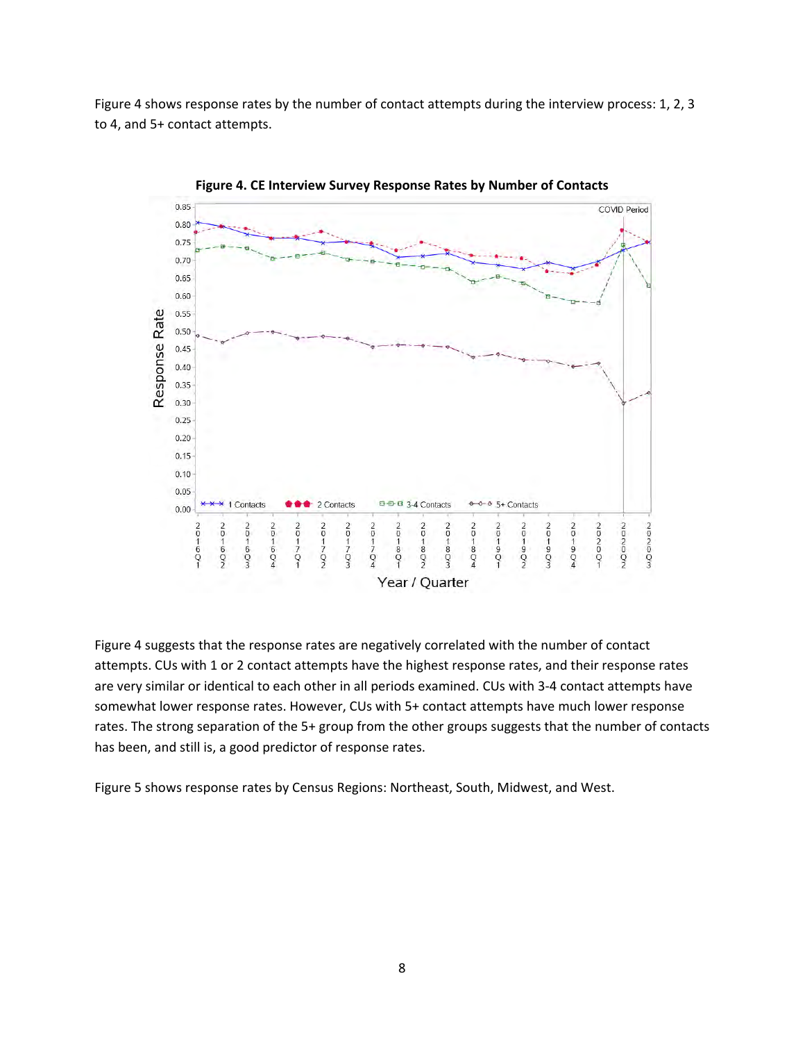Figure 4 shows response rates by the number of contact attempts during the interview process: 1, 2, 3 to 4, and 5+ contact attempts.

**Figure 4. CE Interview Survey Response Rates by Number of Contacts**

Figure 4 suggests that the response rates are negatively correlated with the number of contact attempts. CUs with 1 or 2 contact attempts have the highest response rates, and their response rates are very similar or identical to each other in all periods examined. CUs with 3-4 contact attempts have somewhat lower response rates. However, CUs with 5+ contact attempts have much lower response rates. The strong separation of the 5+ group from the other groups suggests that the number of contacts has been, and still is, a good predictor of response rates.

Figure 5 shows response rates by Census Regions: Northeast, South, Midwest, and West.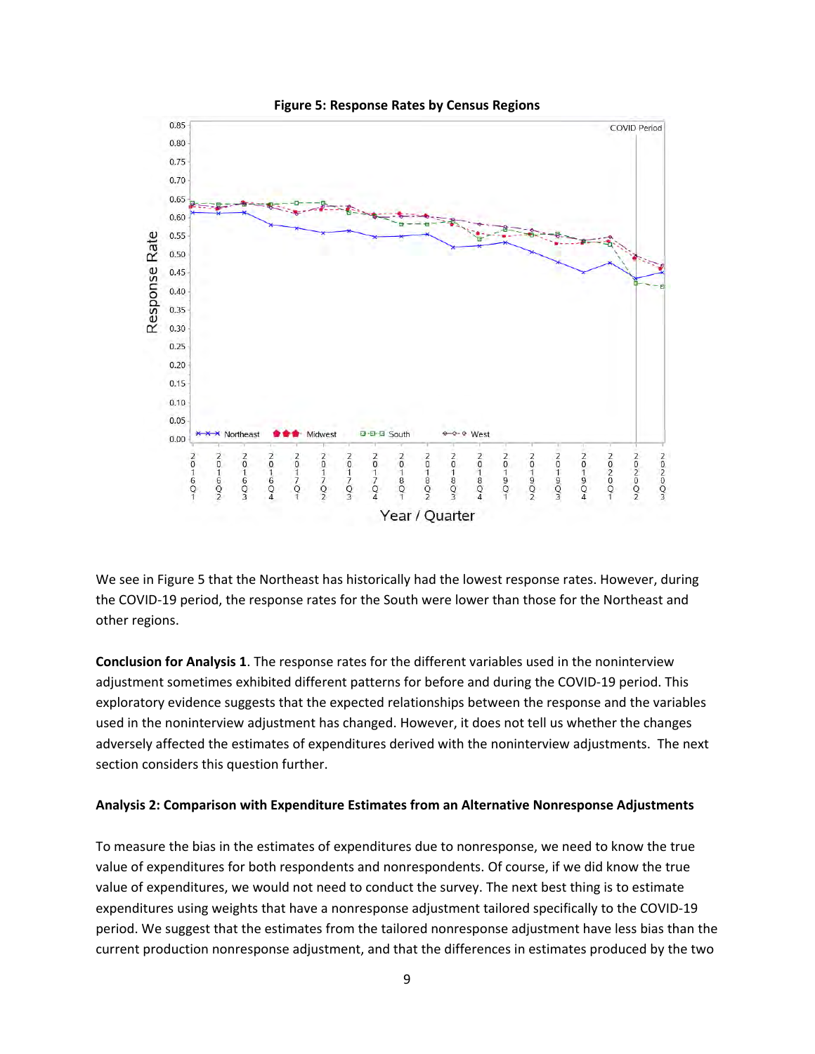**Figure 5: Response Rates by Census Regions**

We see in Figure 5 that the Northeast has historically had the lowest response rates. However, during the COVID-19 period, the response rates for the South were lower than those for the Northeast and other regions.

**Conclusion for Analysis 1**. The response rates for the different variables used in the noninterview adjustment sometimes exhibited different patterns for before and during the COVID-19 period. This exploratory evidence suggests that the expected relationships between the response and the variables used in the noninterview adjustment has changed. However, it does not tell us whether the changes adversely affected the estimates of expenditures derived with the noninterview adjustments. The next section considers this question further.

**Analysis 2: Comparison with Expenditure Estimates from an Alternative Nonresponse Adjustments**

To measure the bias in the estimates of expenditures due to nonresponse, we need to know the true value of expenditures for both respondents and nonrespondents. Of course, if we did know the true value of expenditures, we would not need to conduct the survey. The next best thing is to estimate expenditures using weights that have a nonresponse adjustment tailored specifically to the COVID-19 period. We suggest that the estimates from the tailored nonresponse adjustment have less bias than the current production nonresponse adjustment, and that the differences in estimates produced by the two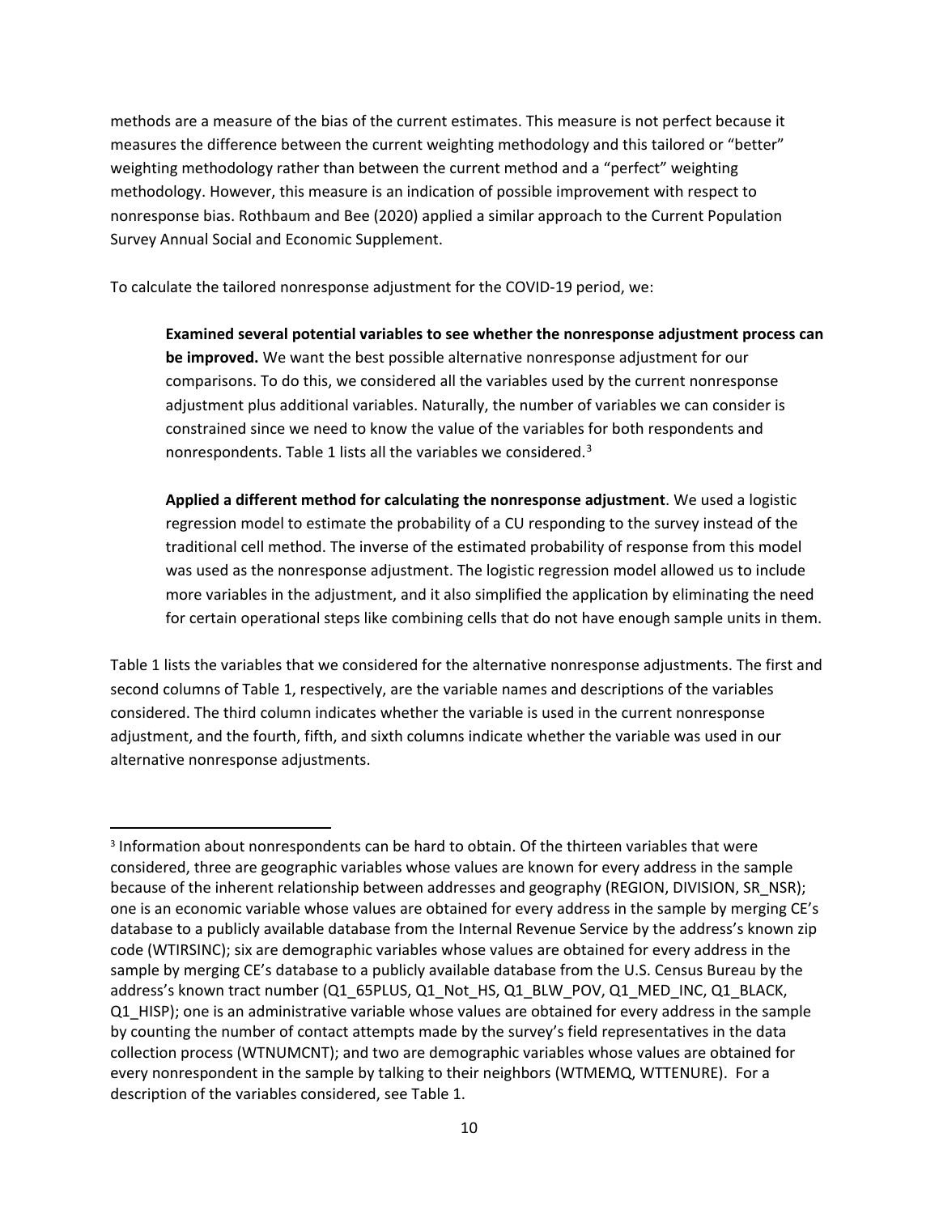methods are a measure of the bias of the current estimates. This measure is not perfect because it measures the difference between the current weighting methodology and this tailored or "better" weighting methodology rather than between the current method and a "perfect" weighting methodology. However, this measure is an indication of possible improvement with respect to nonresponse bias. Rothbaum and Bee (2020) applied a similar approach to the Current Population Survey Annual Social and Economic Supplement.

To calculate the tailored nonresponse adjustment for the COVID-19 period, we:

> **Examined several potential variables to see whether the nonresponse adjustment process can be improved.** We want the best possible alternative nonresponse adjustment for our comparisons. To do this, we considered all the variables used by the current nonresponse adjustment plus additional variables. Naturally, the number of variables we can consider is constrained since we need to know the value of the variables for both respondents and nonrespondents. Table 1 lists all the variables we considered.[3]
>
> **Applied a different method for calculating the nonresponse adjustment**. We used a logistic regression model to estimate the probability of a CU responding to the survey instead of the traditional cell method. The inverse of the estimated probability of response from this model was used as the nonresponse adjustment. The logistic regression model allowed us to include more variables in the adjustment, and it also simplified the application by eliminating the need for certain operational steps like combining cells that do not have enough sample units in them.

Table 1 lists the variables that we considered for the alternative nonresponse adjustments. The first and second columns of Table 1, respectively, are the variable names and descriptions of the variables considered. The third column indicates whether the variable is used in the current nonresponse adjustment, and the fourth, fifth, and sixth columns indicate whether the variable was used in our alternative nonresponse adjustments.

---

[3] Information about nonrespondents can be hard to obtain. Of the thirteen variables that were considered, three are geographic variables whose values are known for every address in the sample because of the inherent relationship between addresses and geography (REGION, DIVISION, SR_NSR); one is an economic variable whose values are obtained for every address in the sample by merging CE's database to a publicly available database from the Internal Revenue Service by the address's known zip code (WTIRSINC); six are demographic variables whose values are obtained for every address in the sample by merging CE's database to a publicly available database from the U.S. Census Bureau by the address's known tract number (Q1_65PLUS, Q1_Not_HS, Q1_BLW_POV, Q1_MED_INC, Q1_BLACK, Q1_HISP); one is an administrative variable whose values are obtained for every address in the sample by counting the number of contact attempts made by the survey's field representatives in the data collection process (WTNUMCNT); and two are demographic variables whose values are obtained for every nonrespondent in the sample by talking to their neighbors (WTMEMQ, WTTENURE). For a description of the variables considered, see Table 1.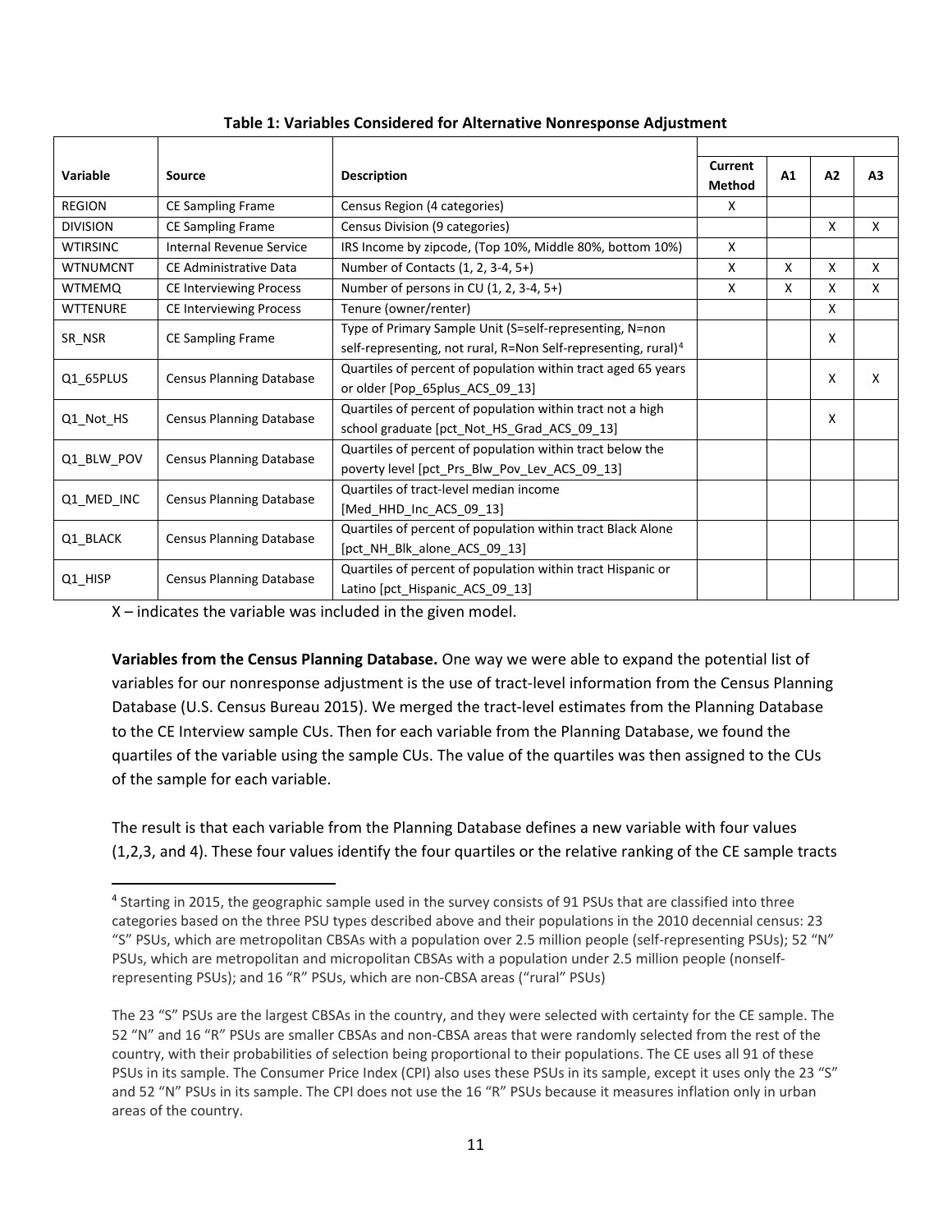**Table 1: Variables Considered for Alternative Nonresponse Adjustment**

| Variable | Source | Description | Current Method | A1 | A2 | A3 |
|---|---|---|---|---|---|---|
| REGION | CE Sampling Frame | Census Region (4 categories) | X | | | |
| DIVISION | CE Sampling Frame | Census Division (9 categories) | | | X | X |
| WTIRSINC | Internal Revenue Service | IRS Income by zipcode, (Top 10%, Middle 80%, bottom 10%) | X | | | |
| WTNUMCNT | CE Administrative Data | Number of Contacts (1, 2, 3-4, 5+) | X | X | X | X |
| WTMEMQ | CE Interviewing Process | Number of persons in CU (1, 2, 3-4, 5+) | X | X | X | X |
| WTTENURE | CE Interviewing Process | Tenure (owner/renter) | | | X | |
| SR_NSR | CE Sampling Frame | Type of Primary Sample Unit (S=self-representing, N=non self-representing, not rural, R=Non Self-representing, rural)[4] | | | X | |
| Q1_65PLUS | Census Planning Database | Quartiles of percent of population within tract aged 65 years or older [Pop_65plus_ACS_09_13] | | | X | X |
| Q1_Not_HS | Census Planning Database | Quartiles of percent of population within tract not a high school graduate [pct_Not_HS_Grad_ACS_09_13] | | | X | |
| Q1_BLW_POV | Census Planning Database | Quartiles of percent of population within tract below the poverty level [pct_Prs_Blw_Pov_Lev_ACS_09_13] | | | | |
| Q1_MED_INC | Census Planning Database | Quartiles of tract-level median income [Med_HHD_Inc_ACS_09_13] | | | | |
| Q1_BLACK | Census Planning Database | Quartiles of percent of population within tract Black Alone [pct_NH_Blk_alone_ACS_09_13] | | | | |
| Q1_HISP | Census Planning Database | Quartiles of percent of population within tract Hispanic or Latino [pct_Hispanic_ACS_09_13] | | | | |

X – indicates the variable was included in the given model.

**Variables from the Census Planning Database.** One way we were able to expand the potential list of variables for our nonresponse adjustment is the use of tract-level information from the Census Planning Database (U.S. Census Bureau 2015). We merged the tract-level estimates from the Planning Database to the CE Interview sample CUs. Then for each variable from the Planning Database, we found the quartiles of the variable using the sample CUs. The value of the quartiles was then assigned to the CUs of the sample for each variable.

The result is that each variable from the Planning Database defines a new variable with four values (1,2,3, and 4). These four values identify the four quartiles or the relative ranking of the CE sample tracts

[4] Starting in 2015, the geographic sample used in the survey consists of 91 PSUs that are classified into three categories based on the three PSU types described above and their populations in the 2010 decennial census: 23 "S" PSUs, which are metropolitan CBSAs with a population over 2.5 million people (self-representing PSUs); 52 "N" PSUs, which are metropolitan and micropolitan CBSAs with a population under 2.5 million people (nonself-representing PSUs); and 16 "R" PSUs, which are non-CBSA areas ("rural" PSUs)

The 23 "S" PSUs are the largest CBSAs in the country, and they were selected with certainty for the CE sample. The 52 "N" and 16 "R" PSUs are smaller CBSAs and non-CBSA areas that were randomly selected from the rest of the country, with their probabilities of selection being proportional to their populations. The CE uses all 91 of these PSUs in its sample. The Consumer Price Index (CPI) also uses these PSUs in its sample, except it uses only the 23 "S" and 52 "N" PSUs in its sample. The CPI does not use the 16 "R" PSUs because it measures inflation only in urban areas of the country.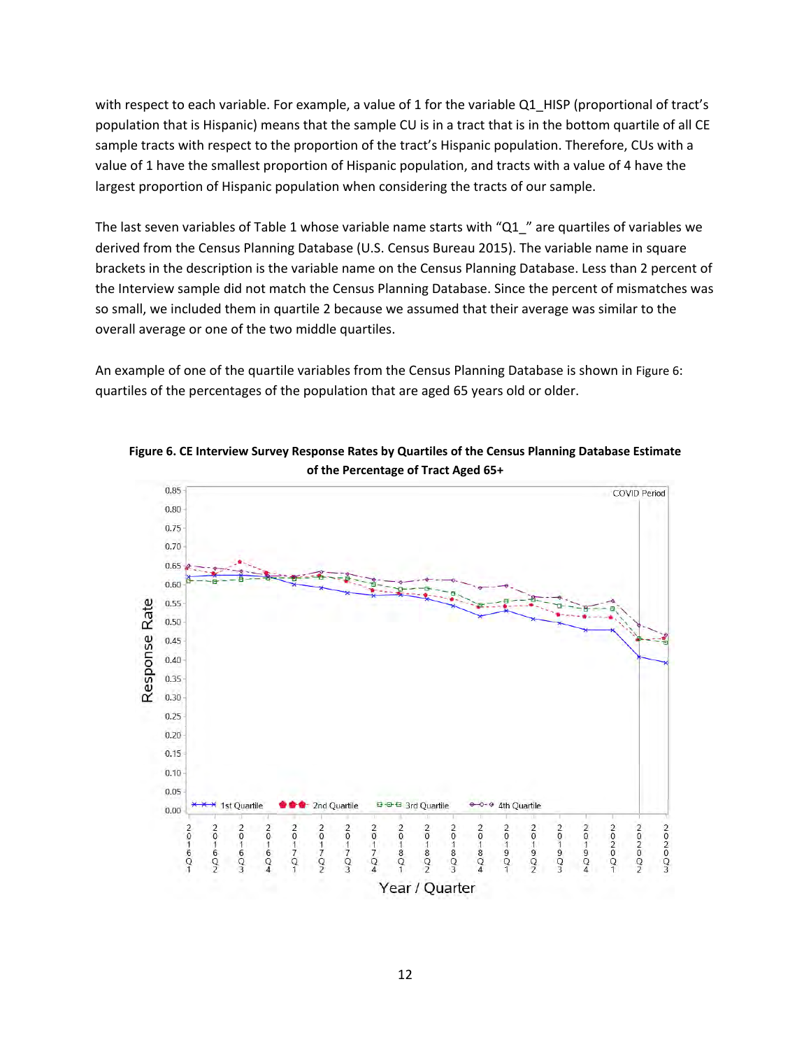with respect to each variable. For example, a value of 1 for the variable Q1_HISP (proportional of tract's population that is Hispanic) means that the sample CU is in a tract that is in the bottom quartile of all CE sample tracts with respect to the proportion of the tract's Hispanic population. Therefore, CUs with a value of 1 have the smallest proportion of Hispanic population, and tracts with a value of 4 have the largest proportion of Hispanic population when considering the tracts of our sample.

The last seven variables of Table 1 whose variable name starts with "Q1_" are quartiles of variables we derived from the Census Planning Database (U.S. Census Bureau 2015). The variable name in square brackets in the description is the variable name on the Census Planning Database. Less than 2 percent of the Interview sample did not match the Census Planning Database. Since the percent of mismatches was so small, we included them in quartile 2 because we assumed that their average was similar to the overall average or one of the two middle quartiles.

An example of one of the quartile variables from the Census Planning Database is shown in Figure 6: quartiles of the percentages of the population that are aged 65 years old or older.

**Figure 6. CE Interview Survey Response Rates by Quartiles of the Census Planning Database Estimate of the Percentage of Tract Aged 65+**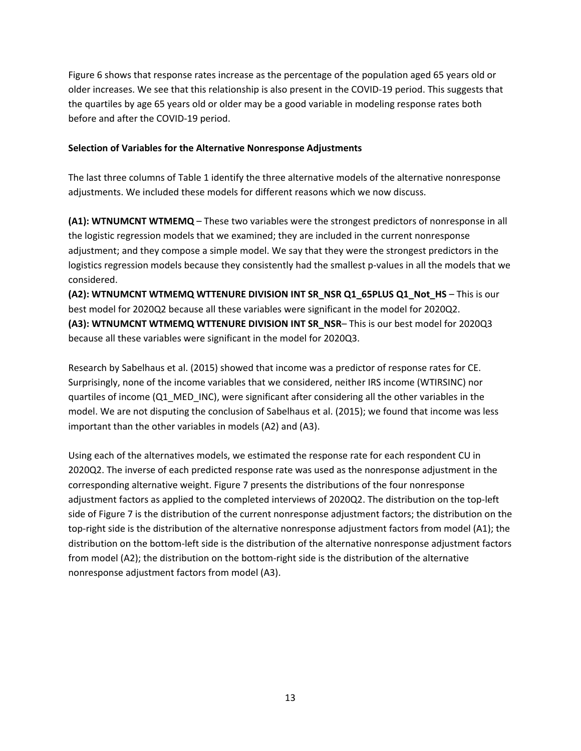Figure 6 shows that response rates increase as the percentage of the population aged 65 years old or older increases. We see that this relationship is also present in the COVID-19 period. This suggests that the quartiles by age 65 years old or older may be a good variable in modeling response rates both before and after the COVID-19 period.

**Selection of Variables for the Alternative Nonresponse Adjustments**

The last three columns of Table 1 identify the three alternative models of the alternative nonresponse adjustments. We included these models for different reasons which we now discuss.

**(A1): WTNUMCNT WTMEMQ** – These two variables were the strongest predictors of nonresponse in all the logistic regression models that we examined; they are included in the current nonresponse adjustment; and they compose a simple model. We say that they were the strongest predictors in the logistics regression models because they consistently had the smallest p-values in all the models that we considered.

**(A2): WTNUMCNT WTMEMQ WTTENURE DIVISION INT SR_NSR Q1_65PLUS Q1_Not_HS** – This is our best model for 2020Q2 because all these variables were significant in the model for 2020Q2.

**(A3): WTNUMCNT WTMEMQ WTTENURE DIVISION INT SR_NSR**– This is our best model for 2020Q3 because all these variables were significant in the model for 2020Q3.

Research by Sabelhaus et al. (2015) showed that income was a predictor of response rates for CE. Surprisingly, none of the income variables that we considered, neither IRS income (WTIRSINC) nor quartiles of income (Q1_MED_INC), were significant after considering all the other variables in the model. We are not disputing the conclusion of Sabelhaus et al. (2015); we found that income was less important than the other variables in models (A2) and (A3).

Using each of the alternatives models, we estimated the response rate for each respondent CU in 2020Q2. The inverse of each predicted response rate was used as the nonresponse adjustment in the corresponding alternative weight. Figure 7 presents the distributions of the four nonresponse adjustment factors as applied to the completed interviews of 2020Q2. The distribution on the top-left side of Figure 7 is the distribution of the current nonresponse adjustment factors; the distribution on the top-right side is the distribution of the alternative nonresponse adjustment factors from model (A1); the distribution on the bottom-left side is the distribution of the alternative nonresponse adjustment factors from model (A2); the distribution on the bottom-right side is the distribution of the alternative nonresponse adjustment factors from model (A3).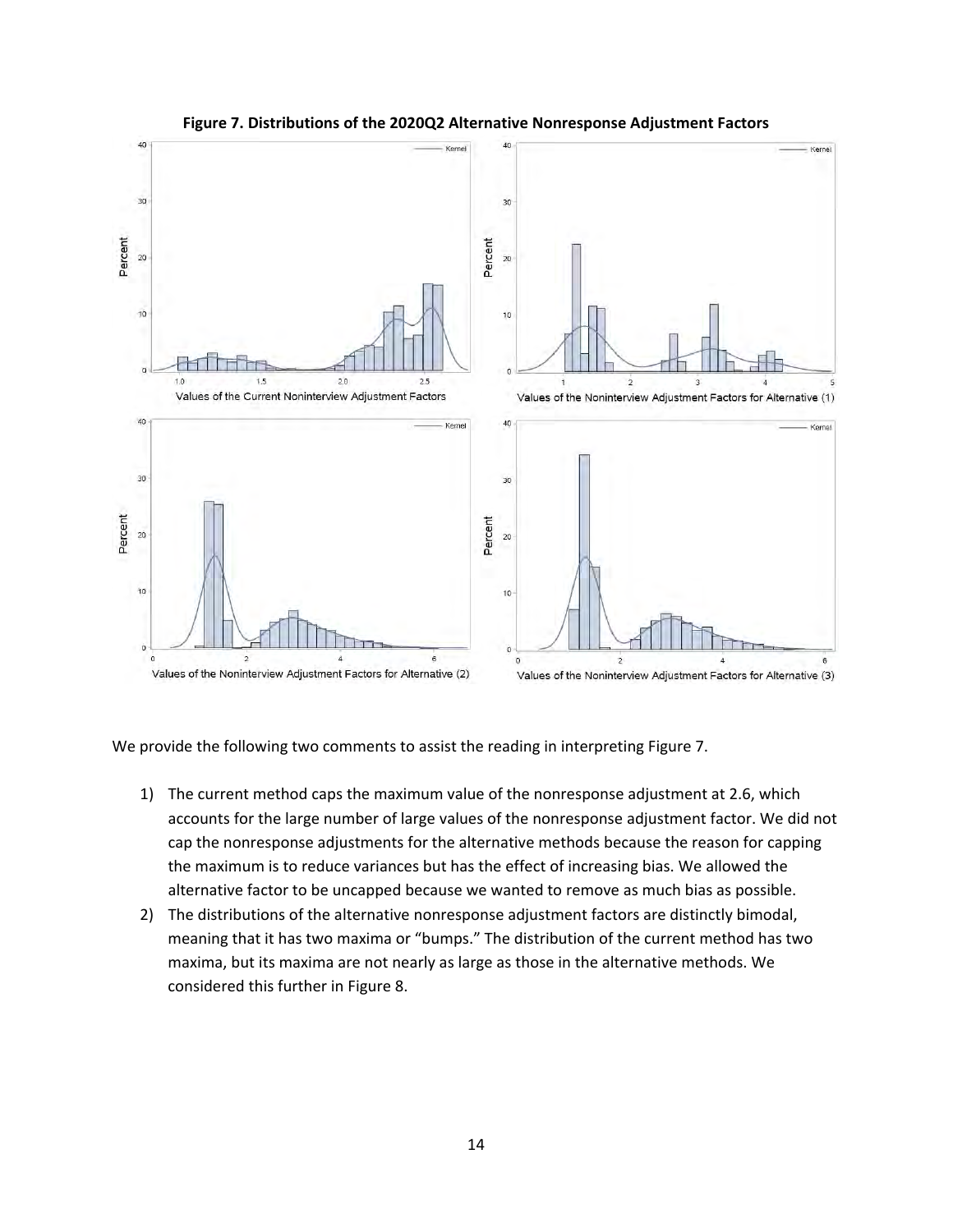**Figure 7. Distributions of the 2020Q2 Alternative Nonresponse Adjustment Factors**

We provide the following two comments to assist the reading in interpreting Figure 7.

1) The current method caps the maximum value of the nonresponse adjustment at 2.6, which accounts for the large number of large values of the nonresponse adjustment factor. We did not cap the nonresponse adjustments for the alternative methods because the reason for capping the maximum is to reduce variances but has the effect of increasing bias. We allowed the alternative factor to be uncapped because we wanted to remove as much bias as possible.
2) The distributions of the alternative nonresponse adjustment factors are distinctly bimodal, meaning that it has two maxima or "bumps." The distribution of the current method has two maxima, but its maxima are not nearly as large as those in the alternative methods. We considered this further in Figure 8.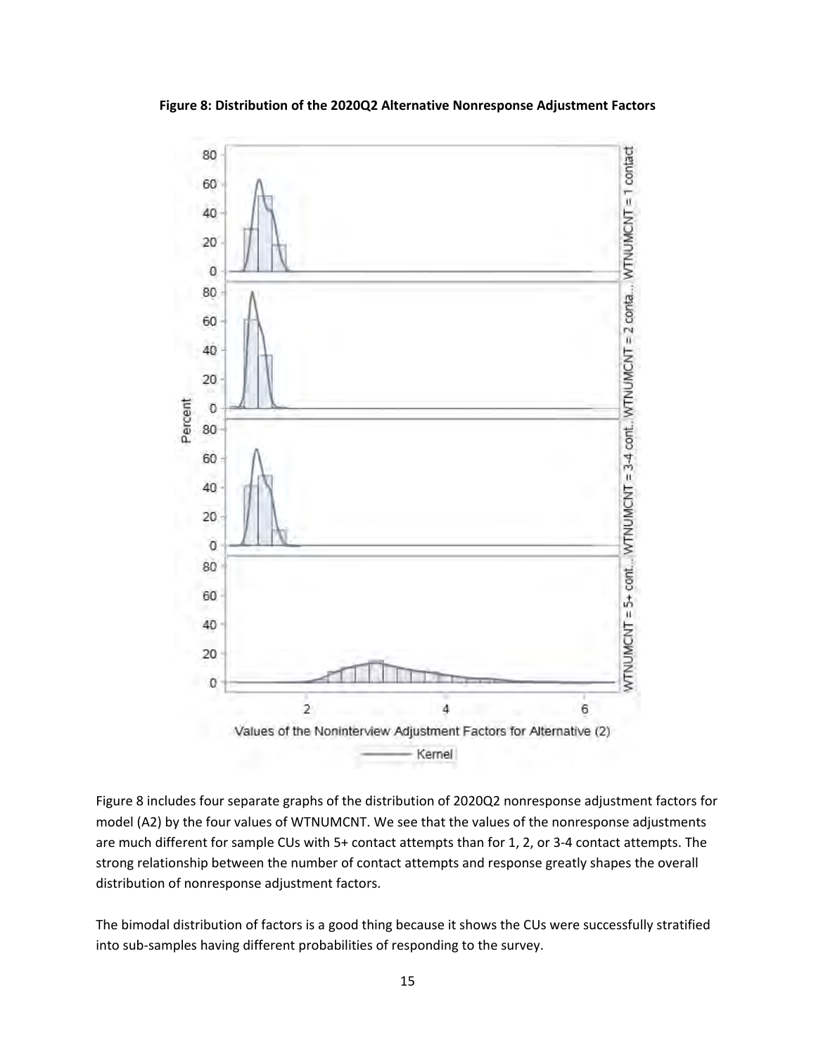**Figure 8: Distribution of the 2020Q2 Alternative Nonresponse Adjustment Factors**

Figure 8 includes four separate graphs of the distribution of 2020Q2 nonresponse adjustment factors for model (A2) by the four values of WTNUMCNT. We see that the values of the nonresponse adjustments are much different for sample CUs with 5+ contact attempts than for 1, 2, or 3-4 contact attempts. The strong relationship between the number of contact attempts and response greatly shapes the overall distribution of nonresponse adjustment factors.

The bimodal distribution of factors is a good thing because it shows the CUs were successfully stratified into sub-samples having different probabilities of responding to the survey.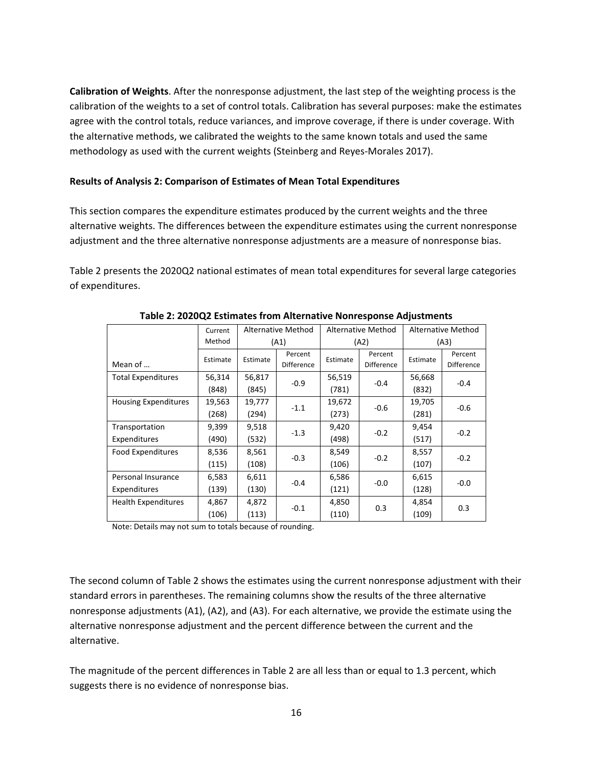**Calibration of Weights**. After the nonresponse adjustment, the last step of the weighting process is the calibration of the weights to a set of control totals. Calibration has several purposes: make the estimates agree with the control totals, reduce variances, and improve coverage, if there is under coverage. With the alternative methods, we calibrated the weights to the same known totals and used the same methodology as used with the current weights (Steinberg and Reyes-Morales 2017).

**Results of Analysis 2: Comparison of Estimates of Mean Total Expenditures**

This section compares the expenditure estimates produced by the current weights and the three alternative weights. The differences between the expenditure estimates using the current nonresponse adjustment and the three alternative nonresponse adjustments are a measure of nonresponse bias.

Table 2 presents the 2020Q2 national estimates of mean total expenditures for several large categories of expenditures.

**Table 2: 2020Q2 Estimates from Alternative Nonresponse Adjustments**

| | Current Method | Alternative Method (A1) | | Alternative Method (A2) | | Alternative Method (A3) | |
|---|---|---|---|---|---|---|---|
| Mean of … | Estimate | Estimate | Percent Difference | Estimate | Percent Difference | Estimate | Percent Difference |
| Total Expenditures | 56,314 (848) | 56,817 (845) | -0.9 | 56,519 (781) | -0.4 | 56,668 (832) | -0.4 |
| Housing Expenditures | 19,563 (268) | 19,777 (294) | -1.1 | 19,672 (273) | -0.6 | 19,705 (281) | -0.6 |
| Transportation Expenditures | 9,399 (490) | 9,518 (532) | -1.3 | 9,420 (498) | -0.2 | 9,454 (517) | -0.2 |
| Food Expenditures | 8,536 (115) | 8,561 (108) | -0.3 | 8,549 (106) | -0.2 | 8,557 (107) | -0.2 |
| Personal Insurance Expenditures | 6,583 (139) | 6,611 (130) | -0.4 | 6,586 (121) | -0.0 | 6,615 (128) | -0.0 |
| Health Expenditures | 4,867 (106) | 4,872 (113) | -0.1 | 4,850 (110) | 0.3 | 4,854 (109) | 0.3 |

Note: Details may not sum to totals because of rounding.

The second column of Table 2 shows the estimates using the current nonresponse adjustment with their standard errors in parentheses. The remaining columns show the results of the three alternative nonresponse adjustments (A1), (A2), and (A3). For each alternative, we provide the estimate using the alternative nonresponse adjustment and the percent difference between the current and the alternative.

The magnitude of the percent differences in Table 2 are all less than or equal to 1.3 percent, which suggests there is no evidence of nonresponse bias.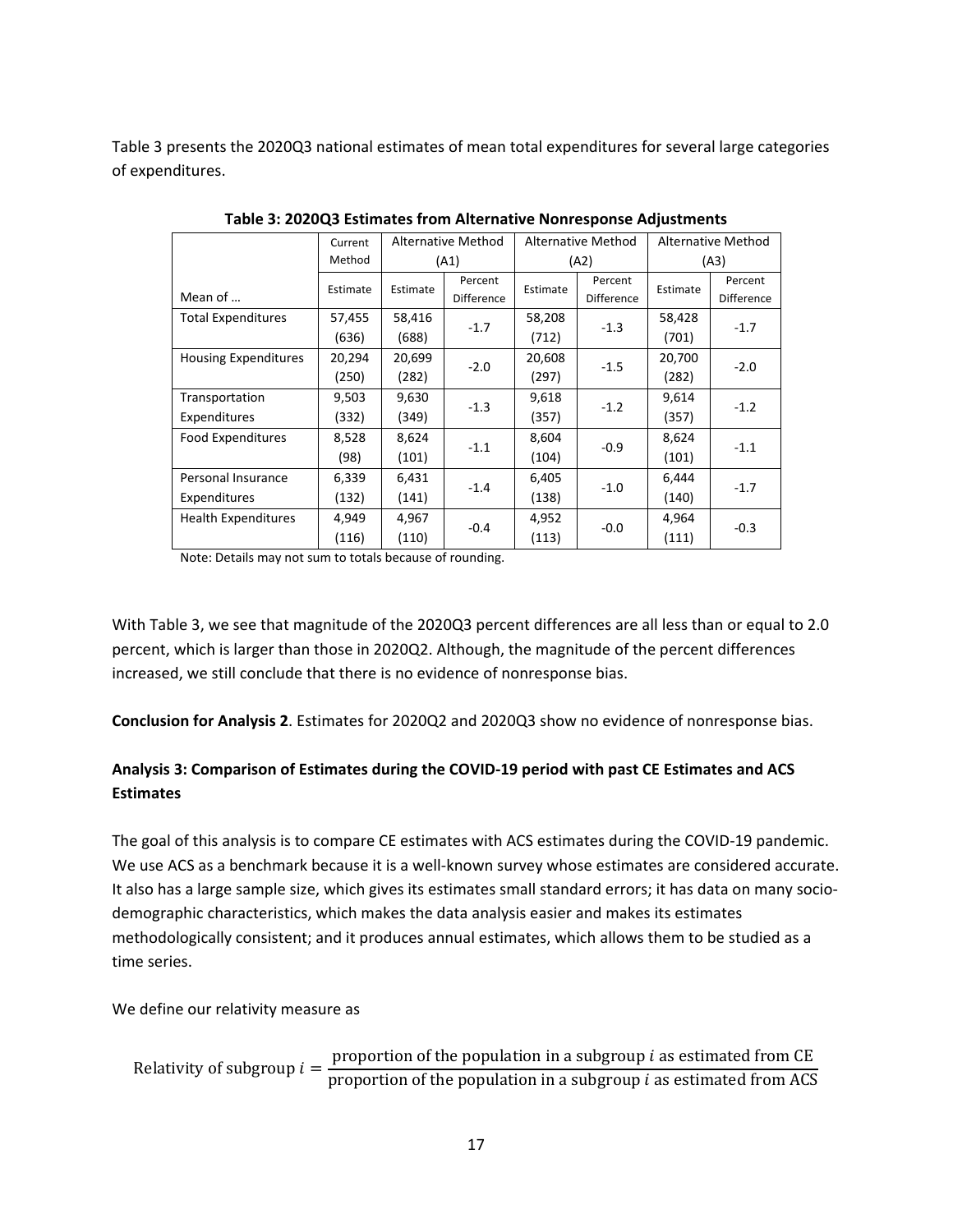Table 3 presents the 2020Q3 national estimates of mean total expenditures for several large categories of expenditures.

**Table 3: 2020Q3 Estimates from Alternative Nonresponse Adjustments**

| | Current Method | Alternative Method (A1) | | Alternative Method (A2) | | Alternative Method (A3) | |
|---|---|---|---|---|---|---|---|
| Mean of … | Estimate | Estimate | Percent Difference | Estimate | Percent Difference | Estimate | Percent Difference |
| Total Expenditures | 57,455 (636) | 58,416 (688) | -1.7 | 58,208 (712) | -1.3 | 58,428 (701) | -1.7 |
| Housing Expenditures | 20,294 (250) | 20,699 (282) | -2.0 | 20,608 (297) | -1.5 | 20,700 (282) | -2.0 |
| Transportation Expenditures | 9,503 (332) | 9,630 (349) | -1.3 | 9,618 (357) | -1.2 | 9,614 (357) | -1.2 |
| Food Expenditures | 8,528 (98) | 8,624 (101) | -1.1 | 8,604 (104) | -0.9 | 8,624 (101) | -1.1 |
| Personal Insurance Expenditures | 6,339 (132) | 6,431 (141) | -1.4 | 6,405 (138) | -1.0 | 6,444 (140) | -1.7 |
| Health Expenditures | 4,949 (116) | 4,967 (110) | -0.4 | 4,952 (113) | -0.0 | 4,964 (111) | -0.3 |

Note: Details may not sum to totals because of rounding.

With Table 3, we see that magnitude of the 2020Q3 percent differences are all less than or equal to 2.0 percent, which is larger than those in 2020Q2. Although, the magnitude of the percent differences increased, we still conclude that there is no evidence of nonresponse bias.

**Conclusion for Analysis 2**. Estimates for 2020Q2 and 2020Q3 show no evidence of nonresponse bias.

### Analysis 3: Comparison of Estimates during the COVID-19 period with past CE Estimates and ACS Estimates

The goal of this analysis is to compare CE estimates with ACS estimates during the COVID-19 pandemic. We use ACS as a benchmark because it is a well-known survey whose estimates are considered accurate. It also has a large sample size, which gives its estimates small standard errors; it has data on many socio-demographic characteristics, which makes the data analysis easier and makes its estimates methodologically consistent; and it produces annual estimates, which allows them to be studied as a time series.

We define our relativity measure as

$$\text{Relativity of subgroup } i = \frac{\text{proportion of the population in a subgroup } i \text{ as estimated from CE}}{\text{proportion of the population in a subgroup } i \text{ as estimated from ACS}}$$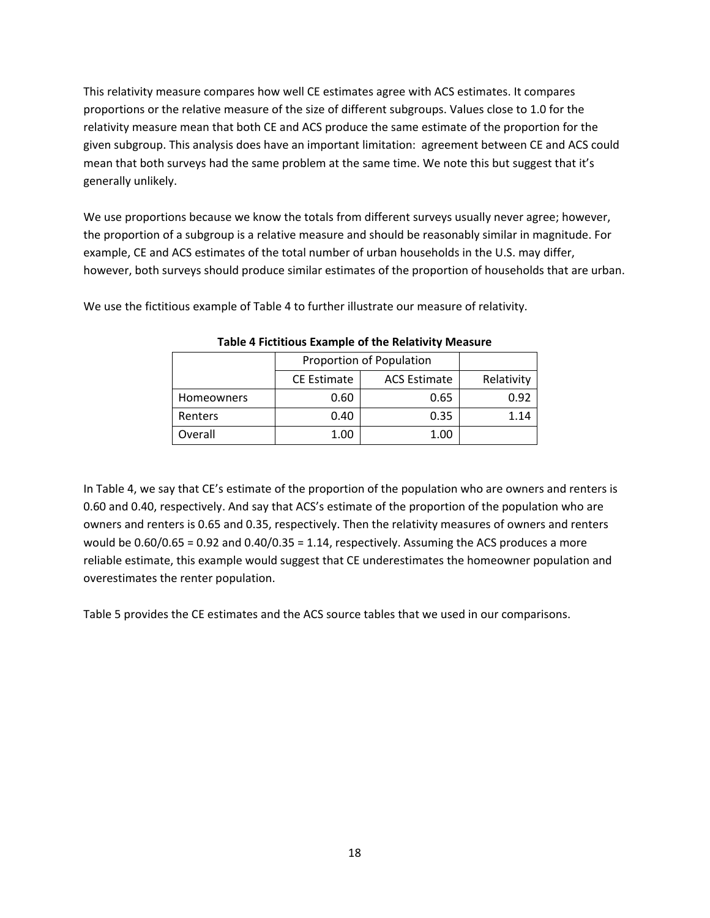This relativity measure compares how well CE estimates agree with ACS estimates. It compares proportions or the relative measure of the size of different subgroups. Values close to 1.0 for the relativity measure mean that both CE and ACS produce the same estimate of the proportion for the given subgroup. This analysis does have an important limitation: agreement between CE and ACS could mean that both surveys had the same problem at the same time. We note this but suggest that it's generally unlikely.

We use proportions because we know the totals from different surveys usually never agree; however, the proportion of a subgroup is a relative measure and should be reasonably similar in magnitude. For example, CE and ACS estimates of the total number of urban households in the U.S. may differ, however, both surveys should produce similar estimates of the proportion of households that are urban.

We use the fictitious example of Table 4 to further illustrate our measure of relativity.

**Table 4 Fictitious Example of the Relativity Measure**

| | Proportion of Population | | |
|---|---|---|---|
| | CE Estimate | ACS Estimate | Relativity |
| Homeowners | 0.60 | 0.65 | 0.92 |
| Renters | 0.40 | 0.35 | 1.14 |
| Overall | 1.00 | 1.00 | |

In Table 4, we say that CE's estimate of the proportion of the population who are owners and renters is 0.60 and 0.40, respectively. And say that ACS's estimate of the proportion of the population who are owners and renters is 0.65 and 0.35, respectively. Then the relativity measures of owners and renters would be 0.60/0.65 = 0.92 and 0.40/0.35 = 1.14, respectively. Assuming the ACS produces a more reliable estimate, this example would suggest that CE underestimates the homeowner population and overestimates the renter population.

Table 5 provides the CE estimates and the ACS source tables that we used in our comparisons.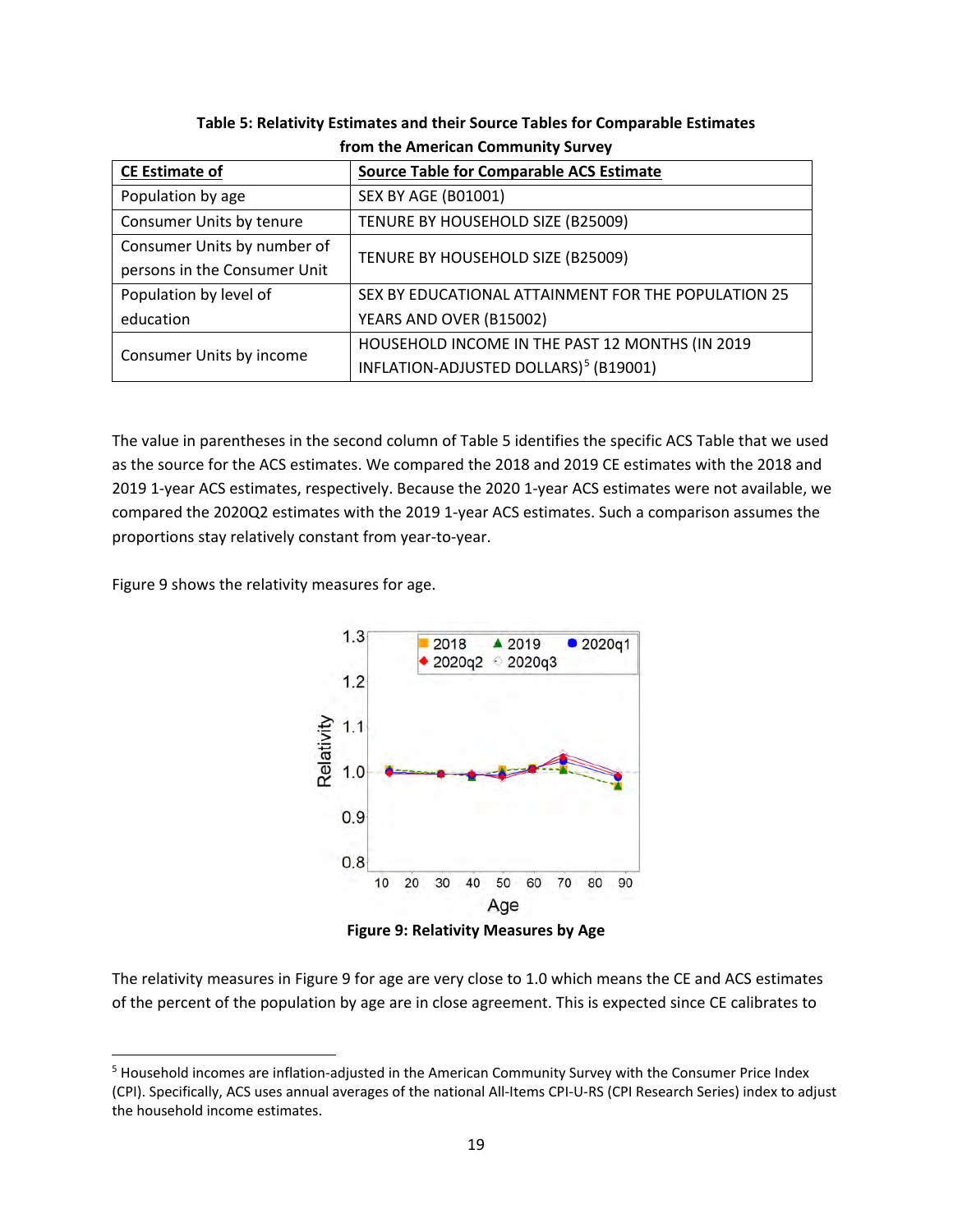**Table 5: Relativity Estimates and their Source Tables for Comparable Estimates from the American Community Survey**

| CE Estimate of | Source Table for Comparable ACS Estimate |
|---|---|
| Population by age | SEX BY AGE (B01001) |
| Consumer Units by tenure | TENURE BY HOUSEHOLD SIZE (B25009) |
| Consumer Units by number of persons in the Consumer Unit | TENURE BY HOUSEHOLD SIZE (B25009) |
| Population by level of education | SEX BY EDUCATIONAL ATTAINMENT FOR THE POPULATION 25 YEARS AND OVER (B15002) |
| Consumer Units by income | HOUSEHOLD INCOME IN THE PAST 12 MONTHS (IN 2019 INFLATION-ADJUSTED DOLLARS)[5] (B19001) |

The value in parentheses in the second column of Table 5 identifies the specific ACS Table that we used as the source for the ACS estimates. We compared the 2018 and 2019 CE estimates with the 2018 and 2019 1-year ACS estimates, respectively. Because the 2020 1-year ACS estimates were not available, we compared the 2020Q2 estimates with the 2019 1-year ACS estimates. Such a comparison assumes the proportions stay relatively constant from year-to-year.

Figure 9 shows the relativity measures for age.

**Figure 9: Relativity Measures by Age**

The relativity measures in Figure 9 for age are very close to 1.0 which means the CE and ACS estimates of the percent of the population by age are in close agreement. This is expected since CE calibrates to

[5] Household incomes are inflation-adjusted in the American Community Survey with the Consumer Price Index (CPI). Specifically, ACS uses annual averages of the national All-Items CPI-U-RS (CPI Research Series) index to adjust the household income estimates.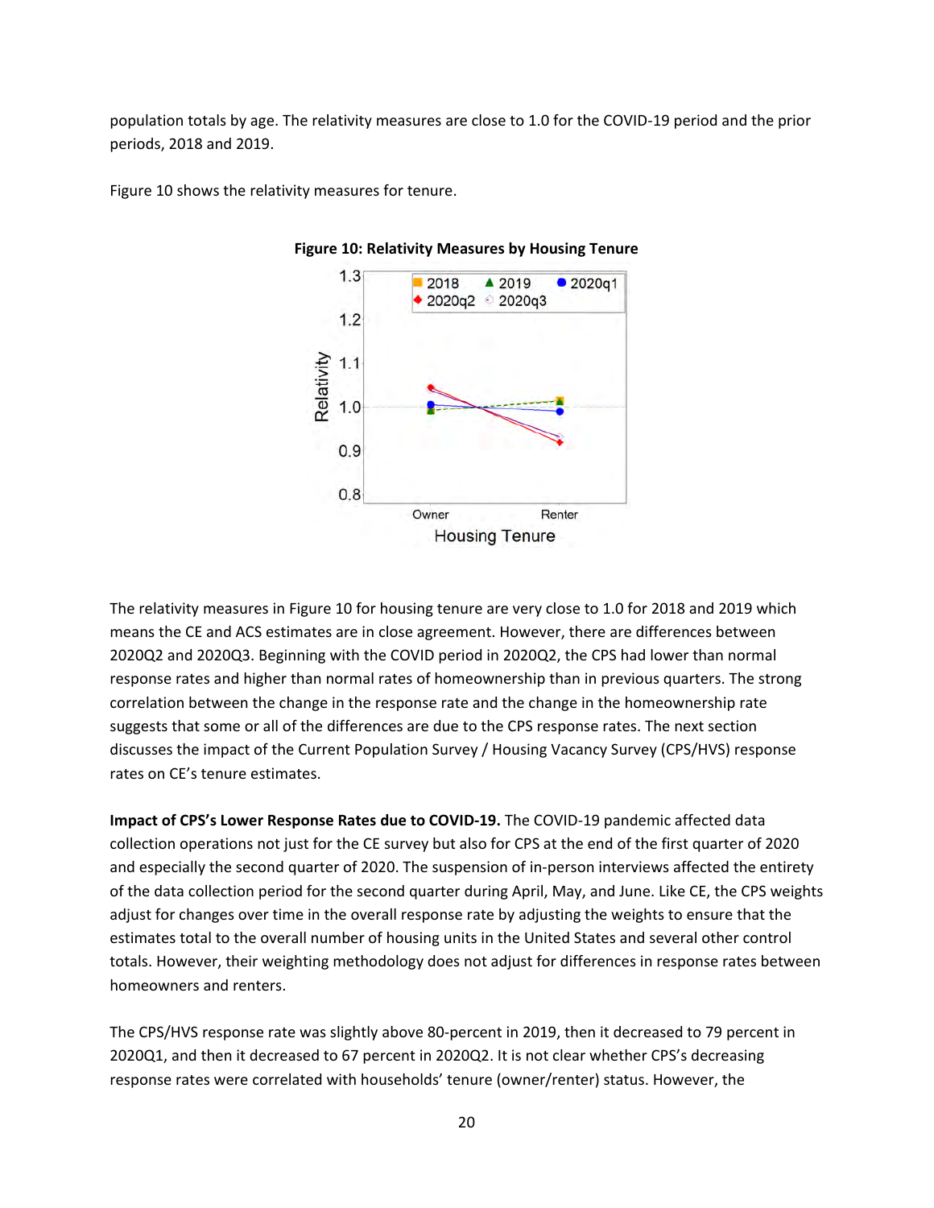population totals by age. The relativity measures are close to 1.0 for the COVID-19 period and the prior periods, 2018 and 2019.

Figure 10 shows the relativity measures for tenure.

**Figure 10: Relativity Measures by Housing Tenure**

The relativity measures in Figure 10 for housing tenure are very close to 1.0 for 2018 and 2019 which means the CE and ACS estimates are in close agreement. However, there are differences between 2020Q2 and 2020Q3. Beginning with the COVID period in 2020Q2, the CPS had lower than normal response rates and higher than normal rates of homeownership than in previous quarters. The strong correlation between the change in the response rate and the change in the homeownership rate suggests that some or all of the differences are due to the CPS response rates. The next section discusses the impact of the Current Population Survey / Housing Vacancy Survey (CPS/HVS) response rates on CE's tenure estimates.

**Impact of CPS's Lower Response Rates due to COVID-19.** The COVID-19 pandemic affected data collection operations not just for the CE survey but also for CPS at the end of the first quarter of 2020 and especially the second quarter of 2020. The suspension of in-person interviews affected the entirety of the data collection period for the second quarter during April, May, and June. Like CE, the CPS weights adjust for changes over time in the overall response rate by adjusting the weights to ensure that the estimates total to the overall number of housing units in the United States and several other control totals. However, their weighting methodology does not adjust for differences in response rates between homeowners and renters.

The CPS/HVS response rate was slightly above 80-percent in 2019, then it decreased to 79 percent in 2020Q1, and then it decreased to 67 percent in 2020Q2. It is not clear whether CPS's decreasing response rates were correlated with households' tenure (owner/renter) status. However, the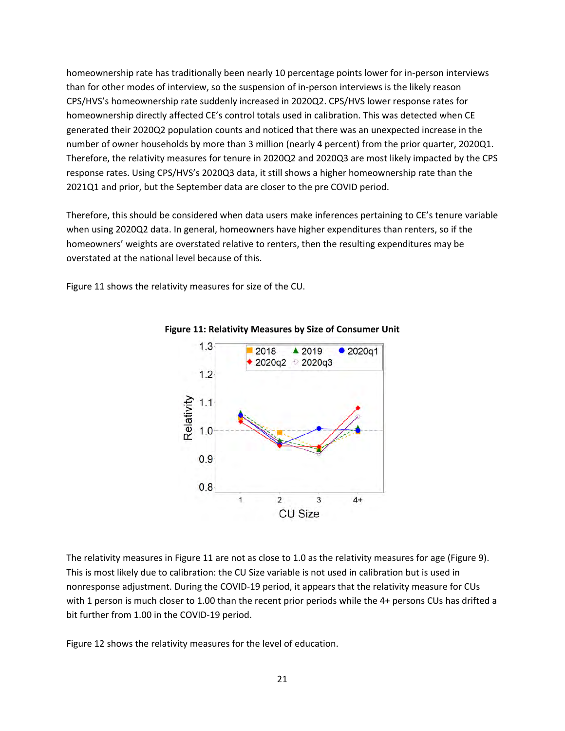homeownership rate has traditionally been nearly 10 percentage points lower for in-person interviews than for other modes of interview, so the suspension of in-person interviews is the likely reason CPS/HVS's homeownership rate suddenly increased in 2020Q2. CPS/HVS lower response rates for homeownership directly affected CE's control totals used in calibration. This was detected when CE generated their 2020Q2 population counts and noticed that there was an unexpected increase in the number of owner households by more than 3 million (nearly 4 percent) from the prior quarter, 2020Q1. Therefore, the relativity measures for tenure in 2020Q2 and 2020Q3 are most likely impacted by the CPS response rates. Using CPS/HVS's 2020Q3 data, it still shows a higher homeownership rate than the 2021Q1 and prior, but the September data are closer to the pre COVID period.

Therefore, this should be considered when data users make inferences pertaining to CE's tenure variable when using 2020Q2 data. In general, homeowners have higher expenditures than renters, so if the homeowners' weights are overstated relative to renters, then the resulting expenditures may be overstated at the national level because of this.

Figure 11 shows the relativity measures for size of the CU.

**Figure 11: Relativity Measures by Size of Consumer Unit**

The relativity measures in Figure 11 are not as close to 1.0 as the relativity measures for age (Figure 9). This is most likely due to calibration: the CU Size variable is not used in calibration but is used in nonresponse adjustment. During the COVID-19 period, it appears that the relativity measure for CUs with 1 person is much closer to 1.00 than the recent prior periods while the 4+ persons CUs has drifted a bit further from 1.00 in the COVID-19 period.

Figure 12 shows the relativity measures for the level of education.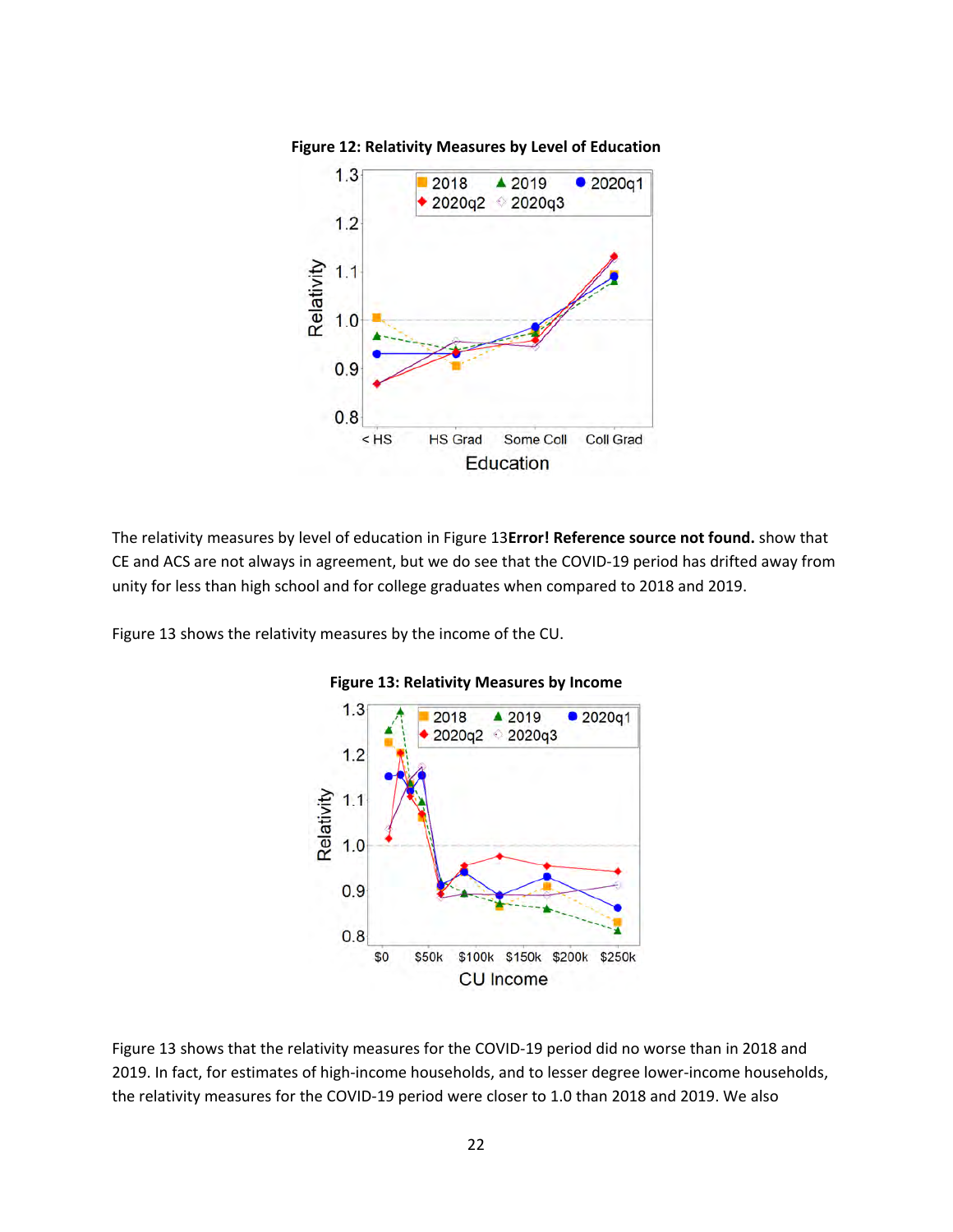**Figure 12: Relativity Measures by Level of Education**

The relativity measures by level of education in Figure 13**Error! Reference source not found.** show that CE and ACS are not always in agreement, but we do see that the COVID-19 period has drifted away from unity for less than high school and for college graduates when compared to 2018 and 2019.

Figure 13 shows the relativity measures by the income of the CU.

**Figure 13: Relativity Measures by Income**

Figure 13 shows that the relativity measures for the COVID-19 period did no worse than in 2018 and 2019. In fact, for estimates of high-income households, and to lesser degree lower-income households, the relativity measures for the COVID-19 period were closer to 1.0 than 2018 and 2019. We also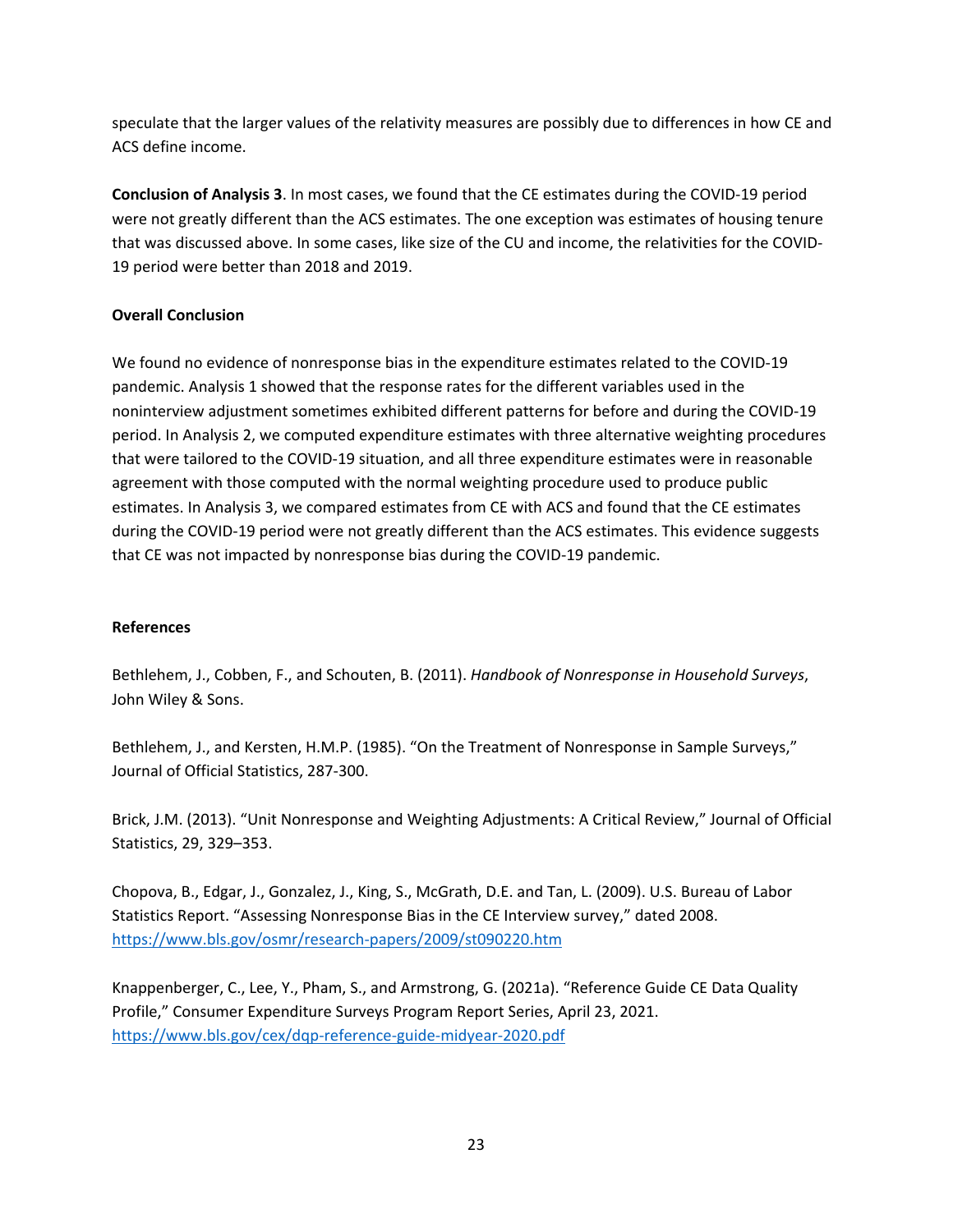speculate that the larger values of the relativity measures are possibly due to differences in how CE and ACS define income.

**Conclusion of Analysis 3**. In most cases, we found that the CE estimates during the COVID-19 period were not greatly different than the ACS estimates. The one exception was estimates of housing tenure that was discussed above. In some cases, like size of the CU and income, the relativities for the COVID-19 period were better than 2018 and 2019.

**Overall Conclusion**

We found no evidence of nonresponse bias in the expenditure estimates related to the COVID-19 pandemic. Analysis 1 showed that the response rates for the different variables used in the noninterview adjustment sometimes exhibited different patterns for before and during the COVID-19 period. In Analysis 2, we computed expenditure estimates with three alternative weighting procedures that were tailored to the COVID-19 situation, and all three expenditure estimates were in reasonable agreement with those computed with the normal weighting procedure used to produce public estimates. In Analysis 3, we compared estimates from CE with ACS and found that the CE estimates during the COVID-19 period were not greatly different than the ACS estimates. This evidence suggests that CE was not impacted by nonresponse bias during the COVID-19 pandemic.

**References**

Bethlehem, J., Cobben, F., and Schouten, B. (2011). *Handbook of Nonresponse in Household Surveys*, John Wiley & Sons.

Bethlehem, J., and Kersten, H.M.P. (1985). "On the Treatment of Nonresponse in Sample Surveys," Journal of Official Statistics, 287-300.

Brick, J.M. (2013). "Unit Nonresponse and Weighting Adjustments: A Critical Review," Journal of Official Statistics, 29, 329–353.

Chopova, B., Edgar, J., Gonzalez, J., King, S., McGrath, D.E. and Tan, L. (2009). U.S. Bureau of Labor Statistics Report. "Assessing Nonresponse Bias in the CE Interview survey," dated 2008. https://www.bls.gov/osmr/research-papers/2009/st090220.htm

Knappenberger, C., Lee, Y., Pham, S., and Armstrong, G. (2021a). "Reference Guide CE Data Quality Profile," Consumer Expenditure Surveys Program Report Series, April 23, 2021. https://www.bls.gov/cex/dqp-reference-guide-midyear-2020.pdf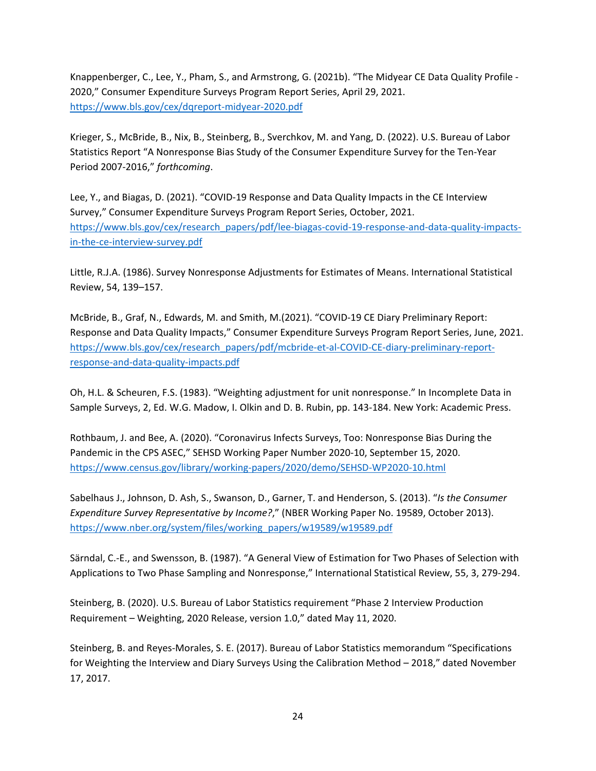Knappenberger, C., Lee, Y., Pham, S., and Armstrong, G. (2021b). "The Midyear CE Data Quality Profile - 2020," Consumer Expenditure Surveys Program Report Series, April 29, 2021. https://www.bls.gov/cex/dqreport-midyear-2020.pdf

Krieger, S., McBride, B., Nix, B., Steinberg, B., Sverchkov, M. and Yang, D. (2022). U.S. Bureau of Labor Statistics Report "A Nonresponse Bias Study of the Consumer Expenditure Survey for the Ten-Year Period 2007-2016," *forthcoming*.

Lee, Y., and Biagas, D. (2021). "COVID-19 Response and Data Quality Impacts in the CE Interview Survey," Consumer Expenditure Surveys Program Report Series, October, 2021. https://www.bls.gov/cex/research_papers/pdf/lee-biagas-covid-19-response-and-data-quality-impacts-in-the-ce-interview-survey.pdf

Little, R.J.A. (1986). Survey Nonresponse Adjustments for Estimates of Means. International Statistical Review, 54, 139–157.

McBride, B., Graf, N., Edwards, M. and Smith, M.(2021). "COVID-19 CE Diary Preliminary Report: Response and Data Quality Impacts," Consumer Expenditure Surveys Program Report Series, June, 2021. https://www.bls.gov/cex/research_papers/pdf/mcbride-et-al-COVID-CE-diary-preliminary-report-response-and-data-quality-impacts.pdf

Oh, H.L. & Scheuren, F.S. (1983). "Weighting adjustment for unit nonresponse." In Incomplete Data in Sample Surveys, 2, Ed. W.G. Madow, I. Olkin and D. B. Rubin, pp. 143-184. New York: Academic Press.

Rothbaum, J. and Bee, A. (2020). "Coronavirus Infects Surveys, Too: Nonresponse Bias During the Pandemic in the CPS ASEC," SEHSD Working Paper Number 2020-10, September 15, 2020. https://www.census.gov/library/working-papers/2020/demo/SEHSD-WP2020-10.html

Sabelhaus J., Johnson, D. Ash, S., Swanson, D., Garner, T. and Henderson, S. (2013). "*Is the Consumer Expenditure Survey Representative by Income?*," (NBER Working Paper No. 19589, October 2013). https://www.nber.org/system/files/working_papers/w19589/w19589.pdf

Särndal, C.-E., and Swensson, B. (1987). "A General View of Estimation for Two Phases of Selection with Applications to Two Phase Sampling and Nonresponse," International Statistical Review, 55, 3, 279-294.

Steinberg, B. (2020). U.S. Bureau of Labor Statistics requirement "Phase 2 Interview Production Requirement – Weighting, 2020 Release, version 1.0," dated May 11, 2020.

Steinberg, B. and Reyes-Morales, S. E. (2017). Bureau of Labor Statistics memorandum "Specifications for Weighting the Interview and Diary Surveys Using the Calibration Method – 2018," dated November 17, 2017.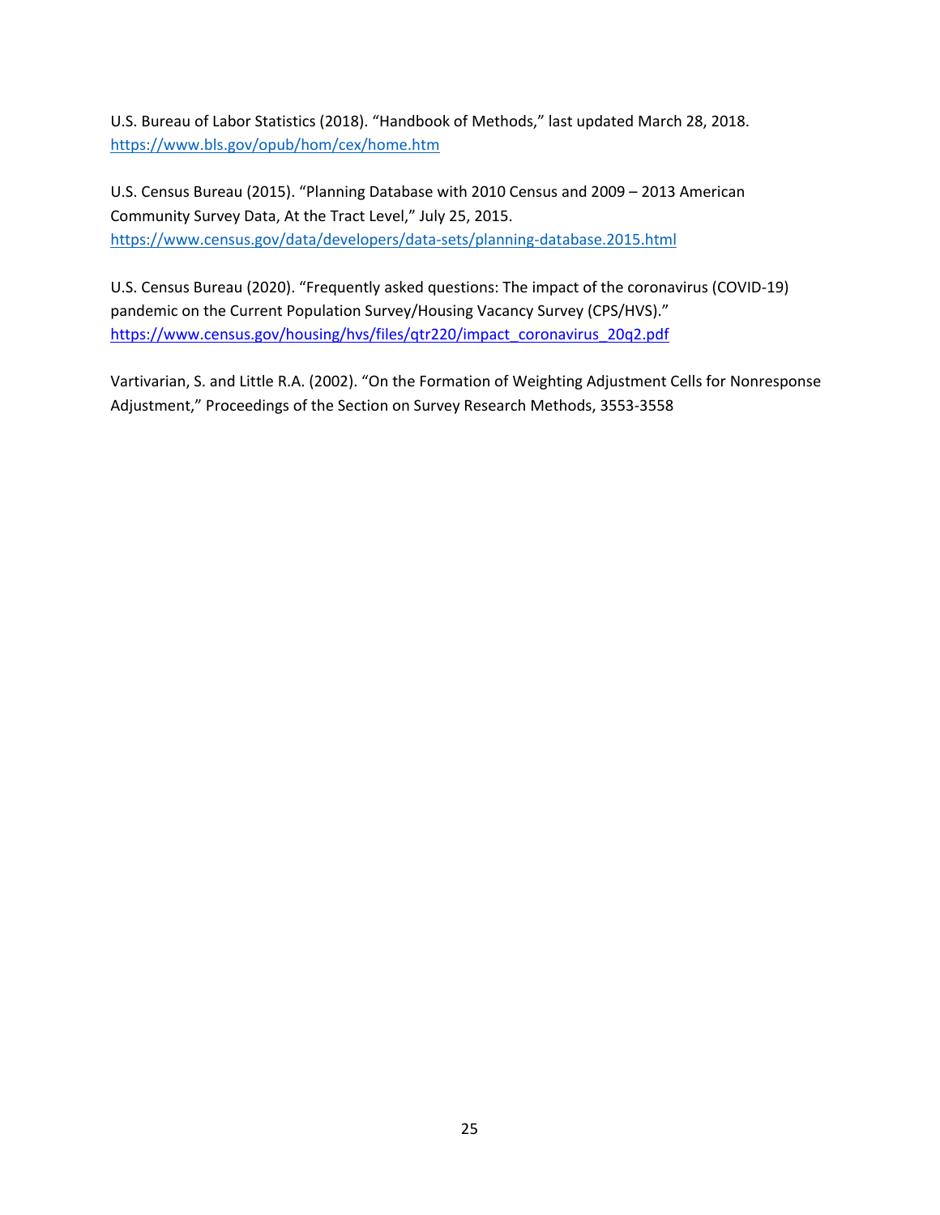U.S. Bureau of Labor Statistics (2018). "Handbook of Methods," last updated March 28, 2018. https://www.bls.gov/opub/hom/cex/home.htm

U.S. Census Bureau (2015). "Planning Database with 2010 Census and 2009 – 2013 American Community Survey Data, At the Tract Level," July 25, 2015. https://www.census.gov/data/developers/data-sets/planning-database.2015.html

U.S. Census Bureau (2020). "Frequently asked questions: The impact of the coronavirus (COVID-19) pandemic on the Current Population Survey/Housing Vacancy Survey (CPS/HVS)." https://www.census.gov/housing/hvs/files/qtr220/impact_coronavirus_20q2.pdf

Vartivarian, S. and Little R.A. (2002). "On the Formation of Weighting Adjustment Cells for Nonresponse Adjustment," Proceedings of the Section on Survey Research Methods, 3553-3558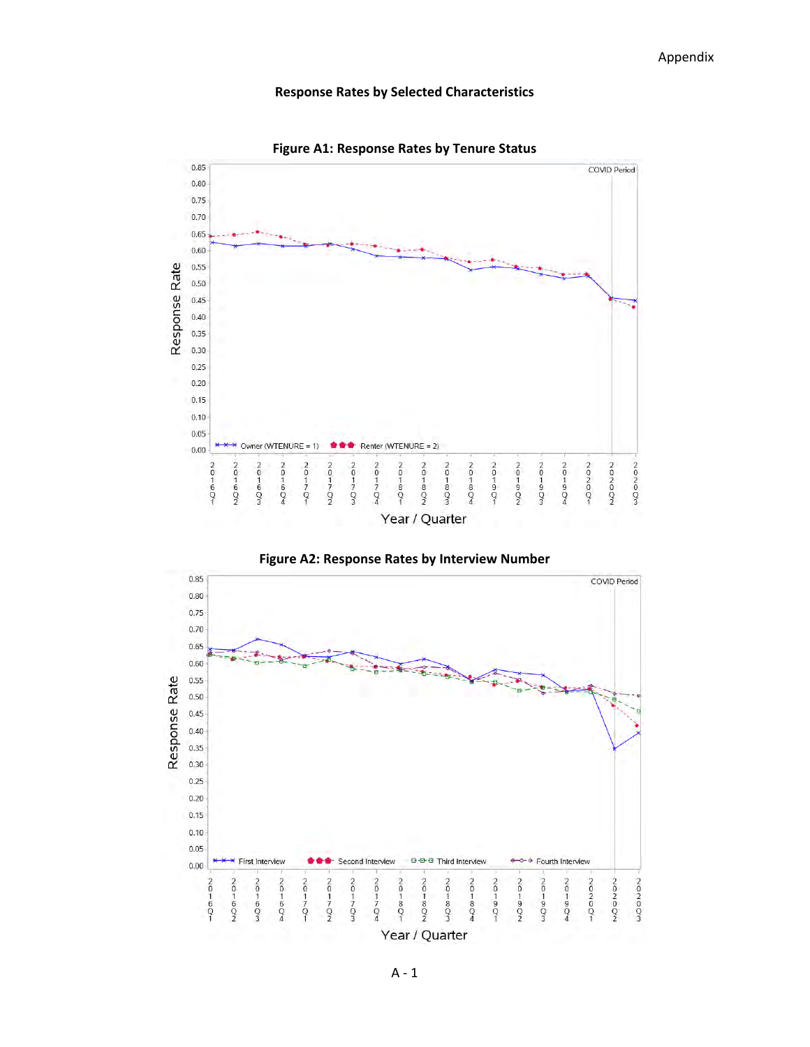## Response Rates by Selected Characteristics

**Figure A1: Response Rates by Tenure Status**

**Figure A2: Response Rates by Interview Number**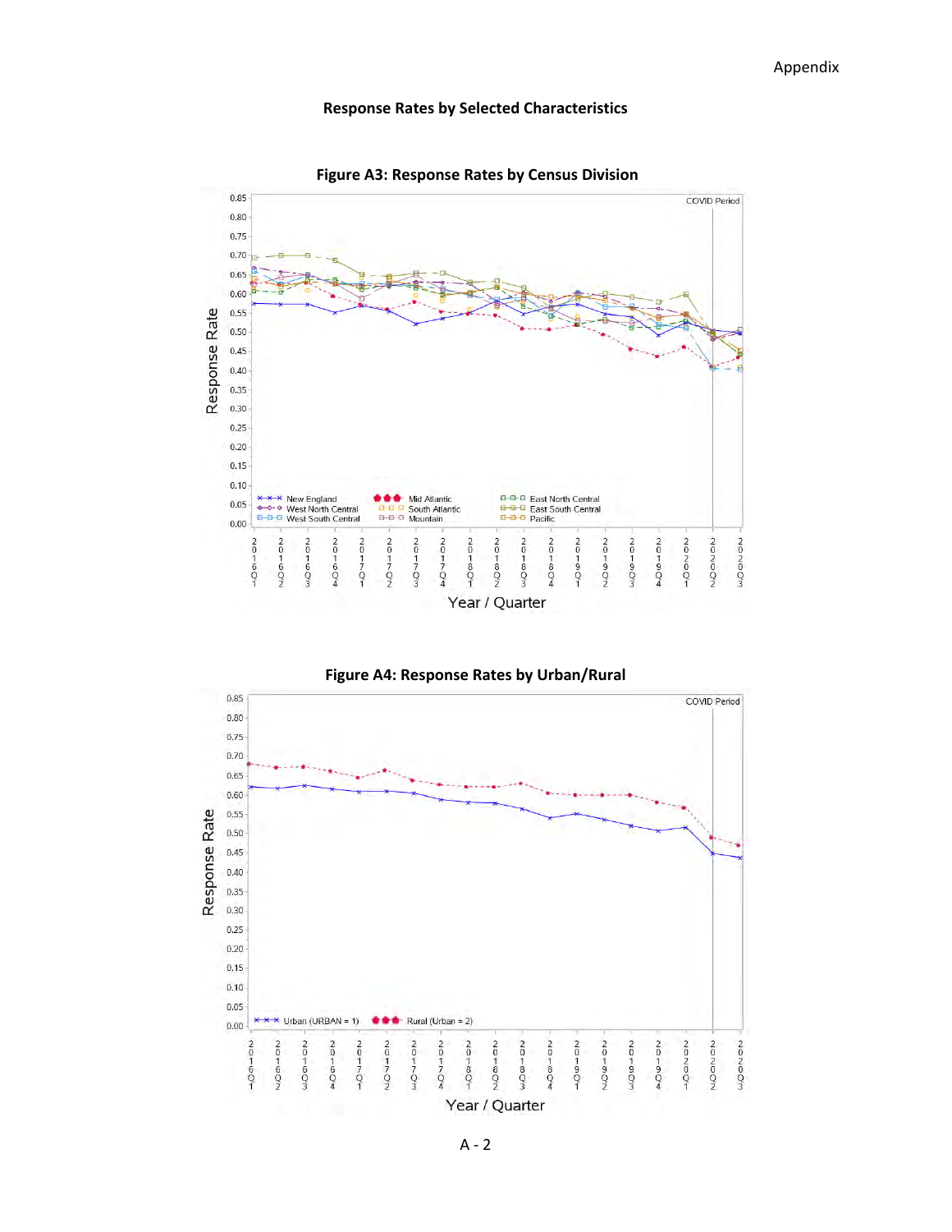**Response Rates by Selected Characteristics**

**Figure A3: Response Rates by Census Division**

**Figure A4: Response Rates by Urban/Rural**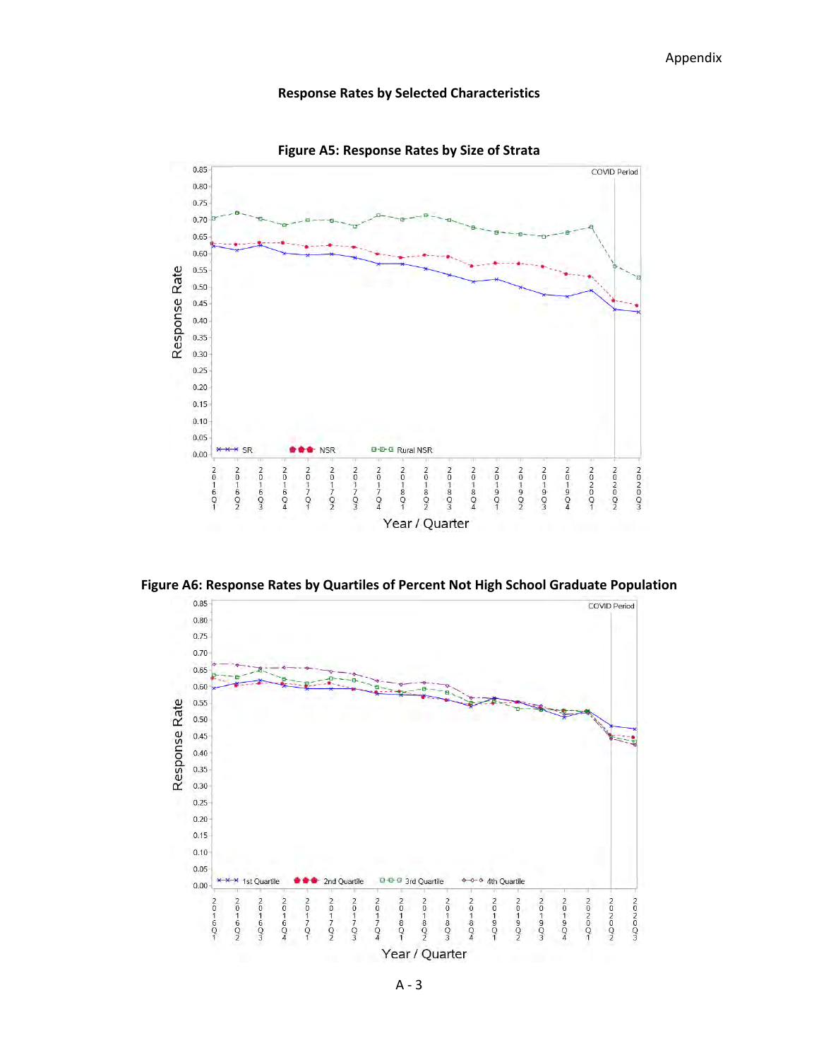## Response Rates by Selected Characteristics

**Figure A5: Response Rates by Size of Strata**

**Figure A6: Response Rates by Quartiles of Percent Not High School Graduate Population**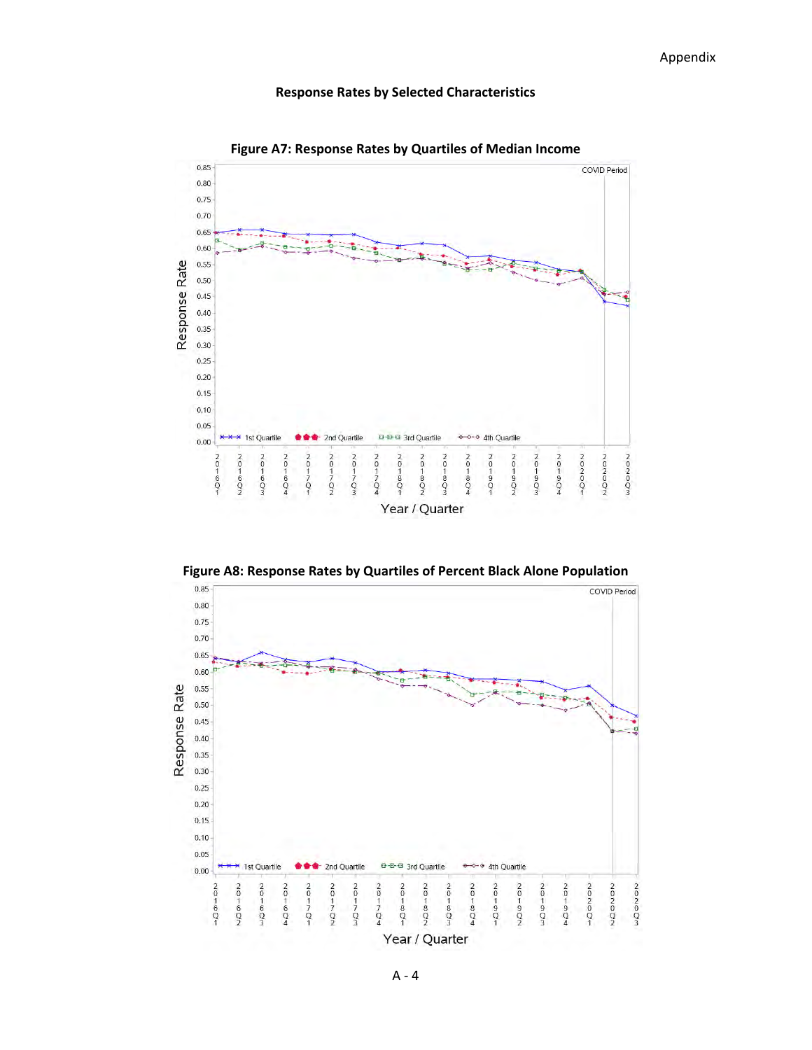## Response Rates by Selected Characteristics

**Figure A7: Response Rates by Quartiles of Median Income**

**Figure A8: Response Rates by Quartiles of Percent Black Alone Population**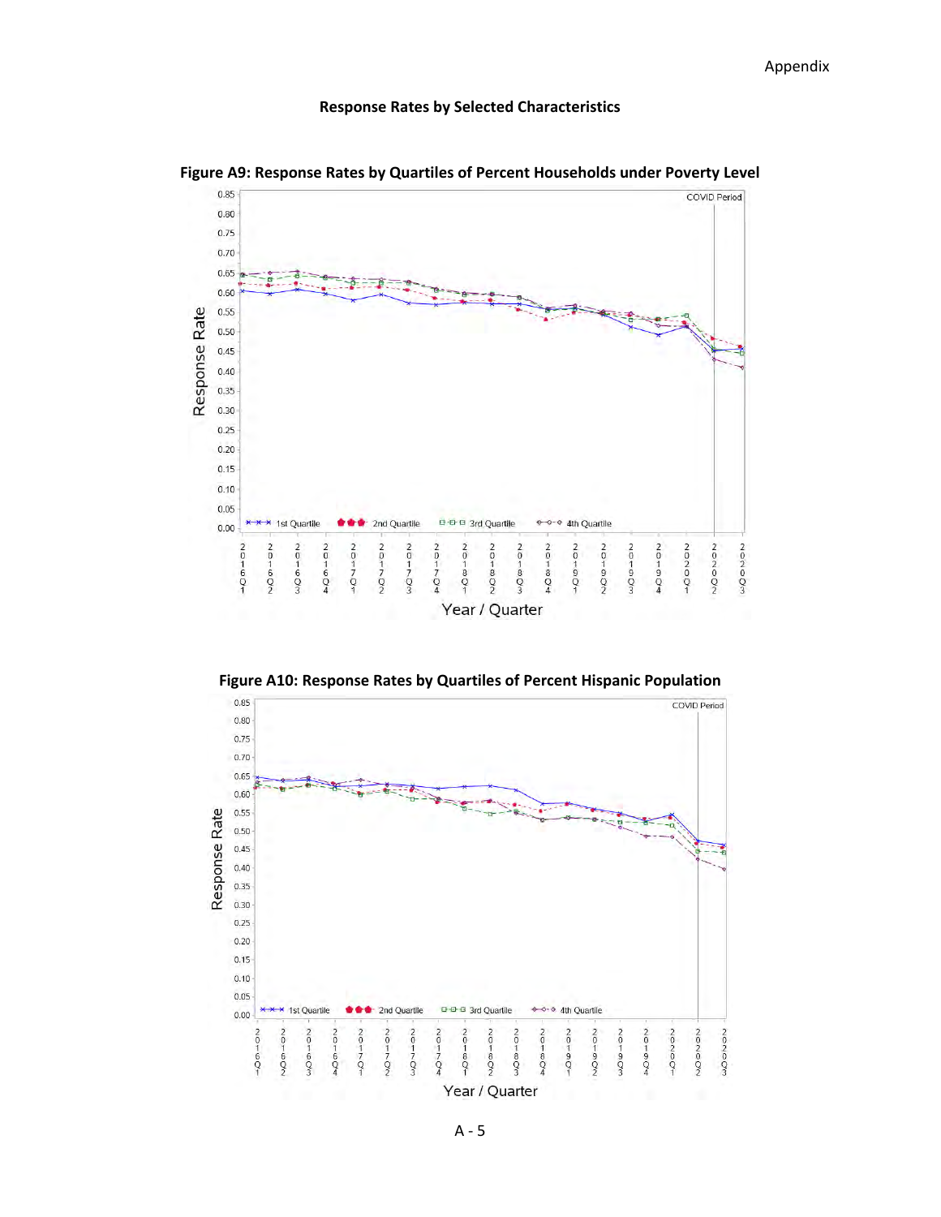## Response Rates by Selected Characteristics

**Figure A9: Response Rates by Quartiles of Percent Households under Poverty Level**

Response Rate

0.85
0.80
0.75
0.70
0.65
0.60
0.55
0.50
0.45
0.40
0.35
0.30
0.25
0.20
0.15
0.10
0.05
0.00

COVID Period

1st Quartile
2nd Quartile
3rd Quartile
4th Quartile

2016Q1 2016Q2 2016Q3 2016Q4 2017Q1 2017Q2 2017Q3 2017Q4 2018Q1 2018Q2 2018Q3 2018Q4 2019Q1 2019Q2 2019Q3 2019Q4 2020Q1 2020Q2 2020Q3

Year / Quarter

**Figure A10: Response Rates by Quartiles of Percent Hispanic Population**

Response Rate

0.85
0.80
0.75
0.70
0.65
0.60
0.55
0.50
0.45
0.40
0.35
0.30
0.25
0.20
0.15
0.10
0.05
0.00

COVID Period

1st Quartile
2nd Quartile
3rd Quartile
4th Quartile

2016Q1 2016Q2 2016Q3 2016Q4 2017Q1 2017Q2 2017Q3 2017Q4 2018Q1 2018Q2 2018Q3 2018Q4 2019Q1 2019Q2 2019Q3 2019Q4 2020Q1 2020Q2 2020Q3

Year / Quarter